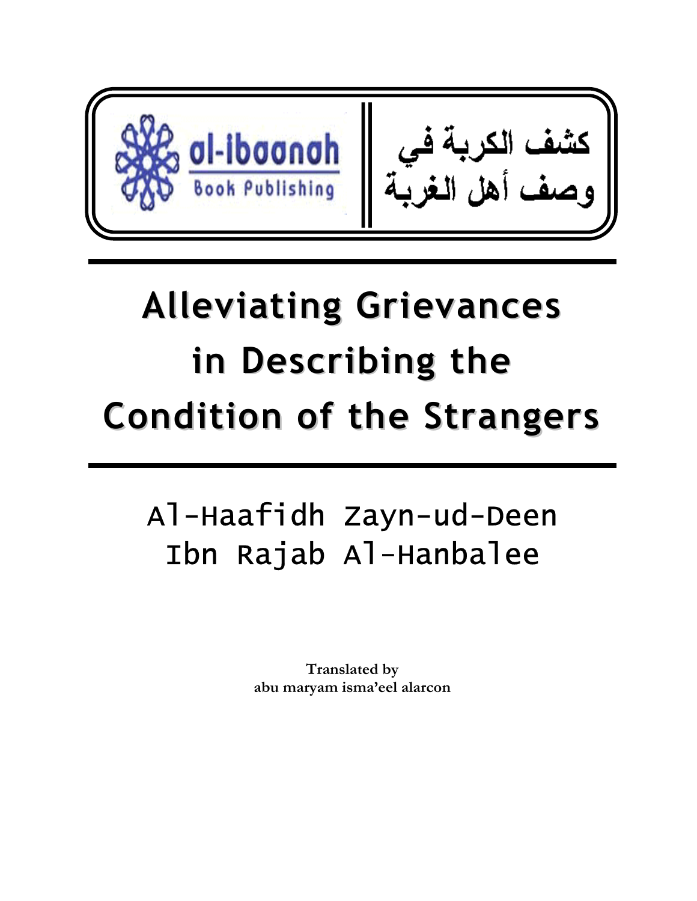al-ibaanah
Book Publishing

كشف الكربة في
وصف أهل الغربة

# Alleviating Grievances in Describing the Condition of the Strangers

Al-Haafidh Zayn-ud-Deen
Ibn Rajab Al-Hanbalee

**Translated by**
**abu maryam isma'eel alarcon**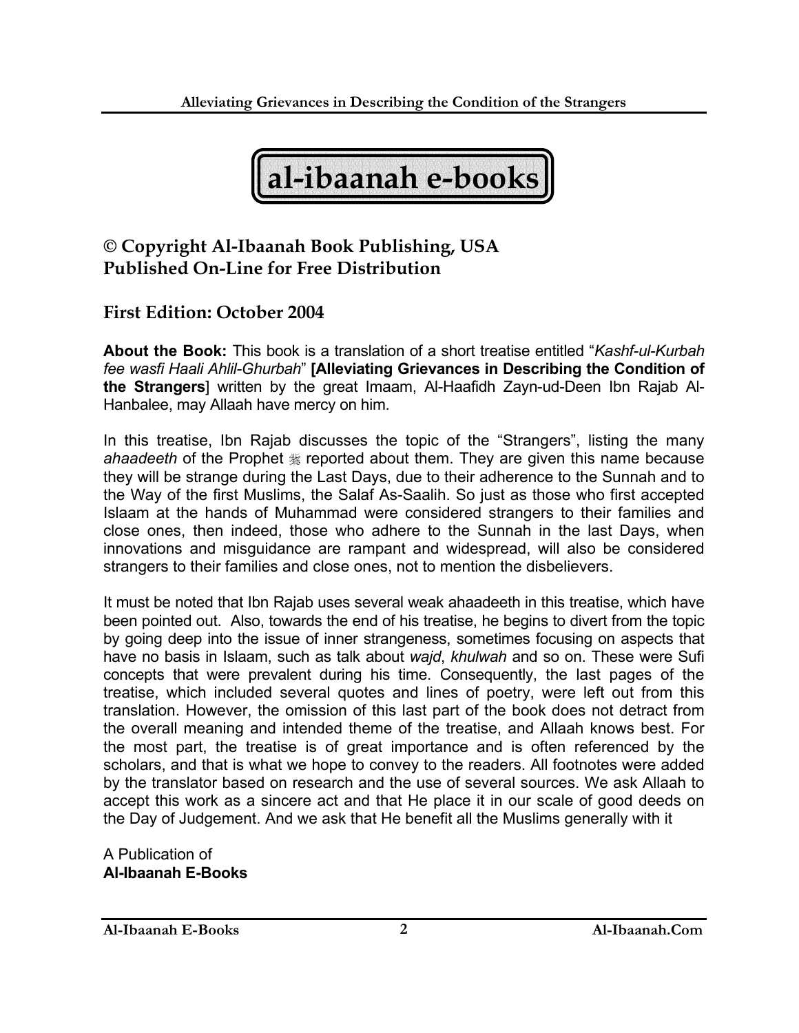**al-ibaanah e-books**

## © Copyright Al-Ibaanah Book Publishing, USA
## Published On-Line for Free Distribution

### First Edition: October 2004

**About the Book:** This book is a translation of a short treatise entitled "*Kashf-ul-Kurbah fee wasfi Haali Ahlil-Ghurbah*" **[Alleviating Grievances in Describing the Condition of the Strangers**] written by the great Imaam, Al-Haafidh Zayn-ud-Deen Ibn Rajab Al-Hanbalee, may Allaah have mercy on him.

In this treatise, Ibn Rajab discusses the topic of the "Strangers", listing the many *ahaadeeth* of the Prophet ﷺ reported about them. They are given this name because they will be strange during the Last Days, due to their adherence to the Sunnah and to the Way of the first Muslims, the Salaf As-Saalih. So just as those who first accepted Islaam at the hands of Muhammad were considered strangers to their families and close ones, then indeed, those who adhere to the Sunnah in the last Days, when innovations and misguidance are rampant and widespread, will also be considered strangers to their families and close ones, not to mention the disbelievers.

It must be noted that Ibn Rajab uses several weak ahaadeeth in this treatise, which have been pointed out. Also, towards the end of his treatise, he begins to divert from the topic by going deep into the issue of inner strangeness, sometimes focusing on aspects that have no basis in Islaam, such as talk about *wajd*, *khulwah* and so on. These were Sufi concepts that were prevalent during his time. Consequently, the last pages of the treatise, which included several quotes and lines of poetry, were left out from this translation. However, the omission of this last part of the book does not detract from the overall meaning and intended theme of the treatise, and Allaah knows best. For the most part, the treatise is of great importance and is often referenced by the scholars, and that is what we hope to convey to the readers. All footnotes were added by the translator based on research and the use of several sources. We ask Allaah to accept this work as a sincere act and that He place it in our scale of good deeds on the Day of Judgement. And we ask that He benefit all the Muslims generally with it

A Publication of
**Al-Ibaanah E-Books**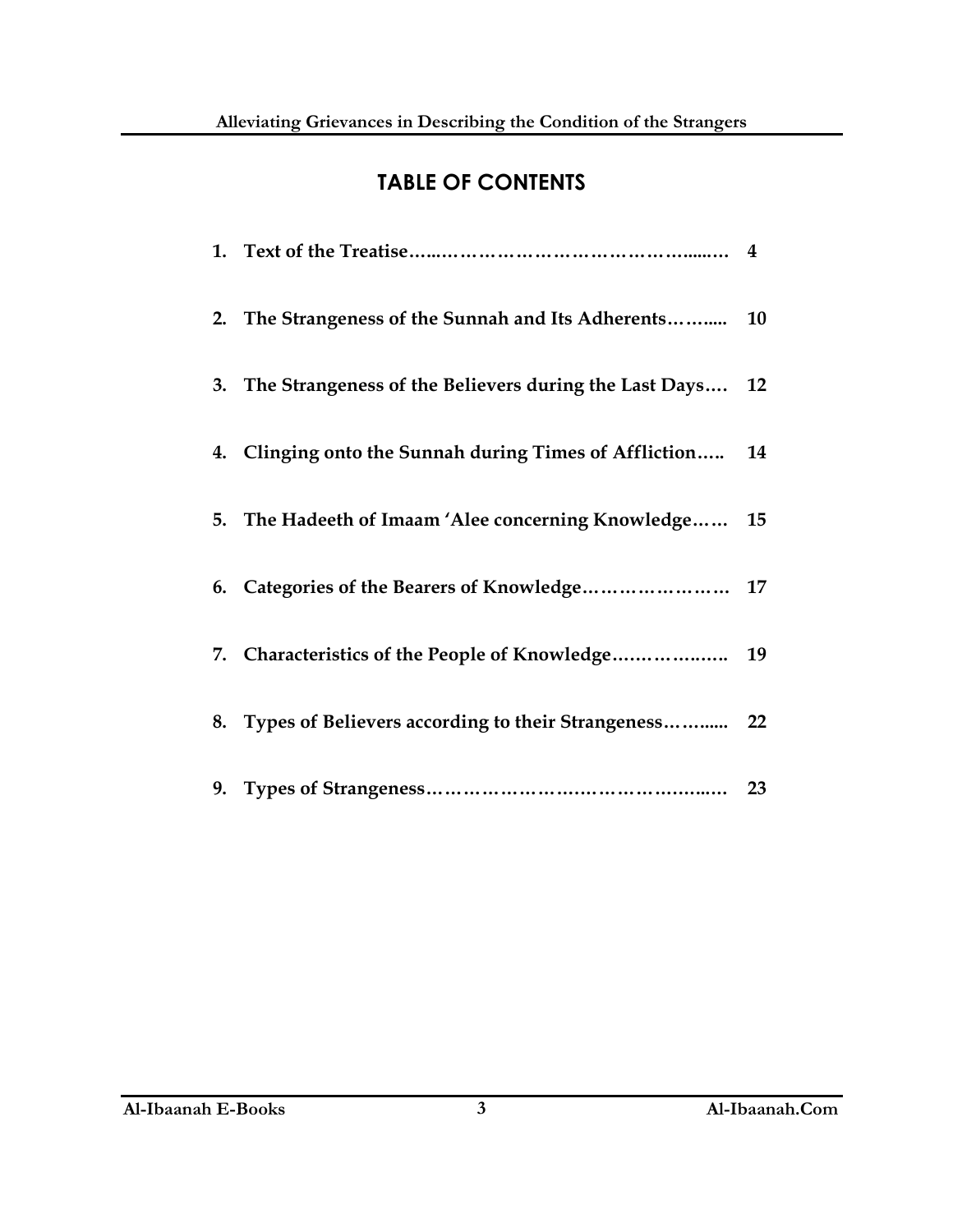# TABLE OF CONTENTS

1. **Text of the Treatise……………………………………………....… 4**
2. **The Strangeness of the Sunnah and Its Adherents……..... 10**
3. **The Strangeness of the Believers during the Last Days…. 12**
4. **Clinging onto the Sunnah during Times of Affliction….. 14**
5. **The Hadeeth of Imaam 'Alee concerning Knowledge…… 15**
6. **Categories of the Bearers of Knowledge…………………… 17**
7. **Characteristics of the People of Knowledge……………….. 19**
8. **Types of Believers according to their Strangeness……..... 22**
9. **Types of Strangeness………………………………………..… 23**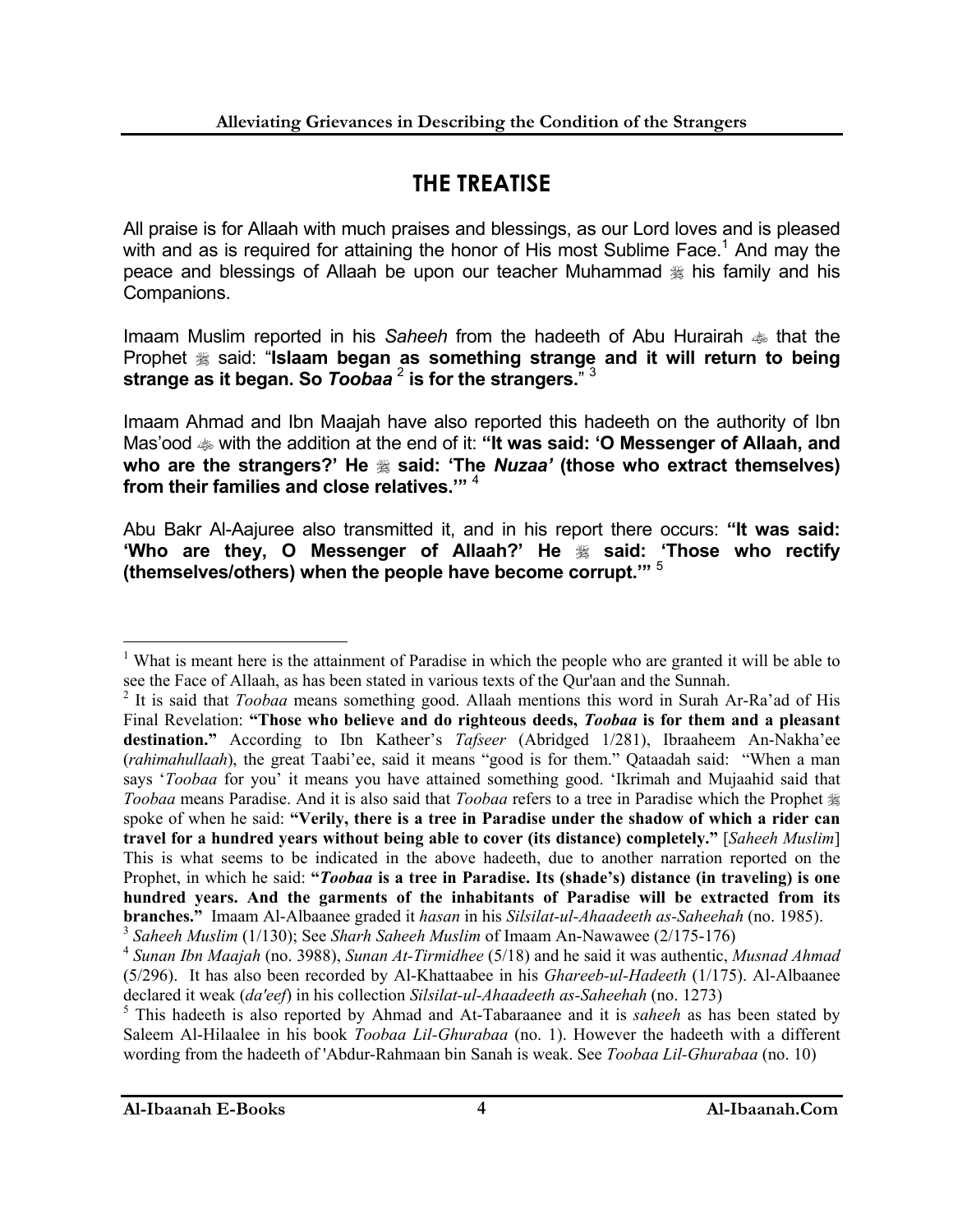# THE TREATISE

All praise is for Allaah with much praises and blessings, as our Lord loves and is pleased with and as is required for attaining the honor of His most Sublime Face.[1] And may the peace and blessings of Allaah be upon our teacher Muhammad ﷺ his family and his Companions.

Imaam Muslim reported in his *Saheeh* from the hadeeth of Abu Hurairah ؓ that the Prophet ﷺ said: "**Islaam began as something strange and it will return to being strange as it began. So *Toobaa* [2] is for the strangers.**" [3]

Imaam Ahmad and Ibn Maajah have also reported this hadeeth on the authority of Ibn Mas'ood ؓ with the addition at the end of it: **"It was said: 'O Messenger of Allaah, and who are the strangers?' He ﷺ said: 'The *Nuzaa'* (those who extract themselves) from their families and close relatives.'"** [4]

Abu Bakr Al-Aajuree also transmitted it, and in his report there occurs: **"It was said: 'Who are they, O Messenger of Allaah?' He ﷺ said: 'Those who rectify (themselves/others) when the people have become corrupt.'"** [5]

---

[1] What is meant here is the attainment of Paradise in which the people who are granted it will be able to see the Face of Allaah, as has been stated in various texts of the Qur'aan and the Sunnah.

[2] It is said that *Toobaa* means something good. Allaah mentions this word in Surah Ar-Ra'ad of His Final Revelation: **"Those who believe and do righteous deeds, *Toobaa* is for them and a pleasant destination."** According to Ibn Katheer's *Tafseer* (Abridged 1/281), Ibraaheem An-Nakha'ee (*rahimahullaah*), the great Taabi'ee, said it means "good is for them." Qataadah said: "When a man says '*Toobaa* for you' it means you have attained something good. 'Ikrimah and Mujaahid said that *Toobaa* means Paradise. And it is also said that *Toobaa* refers to a tree in Paradise which the Prophet ﷺ spoke of when he said: **"Verily, there is a tree in Paradise under the shadow of which a rider can travel for a hundred years without being able to cover (its distance) completely."** [*Saheeh Muslim*] This is what seems to be indicated in the above hadeeth, due to another narration reported on the Prophet, in which he said: **"*Toobaa* is a tree in Paradise. Its (shade's) distance (in traveling) is one hundred years. And the garments of the inhabitants of Paradise will be extracted from its branches."** Imaam Al-Albaanee graded it *hasan* in his *Silsilat-ul-Ahaadeeth as-Saheehah* (no. 1985).

[3] *Saheeh Muslim* (1/130); See *Sharh Saheeh Muslim* of Imaam An-Nawawee (2/175-176)

[4] *Sunan Ibn Maajah* (no. 3988), *Sunan At-Tirmidhee* (5/18) and he said it was authentic, *Musnad Ahmad* (5/296). It has also been recorded by Al-Khattaabee in his *Ghareeb-ul-Hadeeth* (1/175). Al-Albaanee declared it weak (*da'eef*) in his collection *Silsilat-ul-Ahaadeeth as-Saheehah* (no. 1273)

[5] This hadeeth is also reported by Ahmad and At-Tabaraanee and it is *saheeh* as has been stated by Saleem Al-Hilaalee in his book *Toobaa Lil-Ghurabaa* (no. 1). However the hadeeth with a different wording from the hadeeth of 'Abdur-Rahmaan bin Sanah is weak. See *Toobaa Lil-Ghurabaa* (no. 10)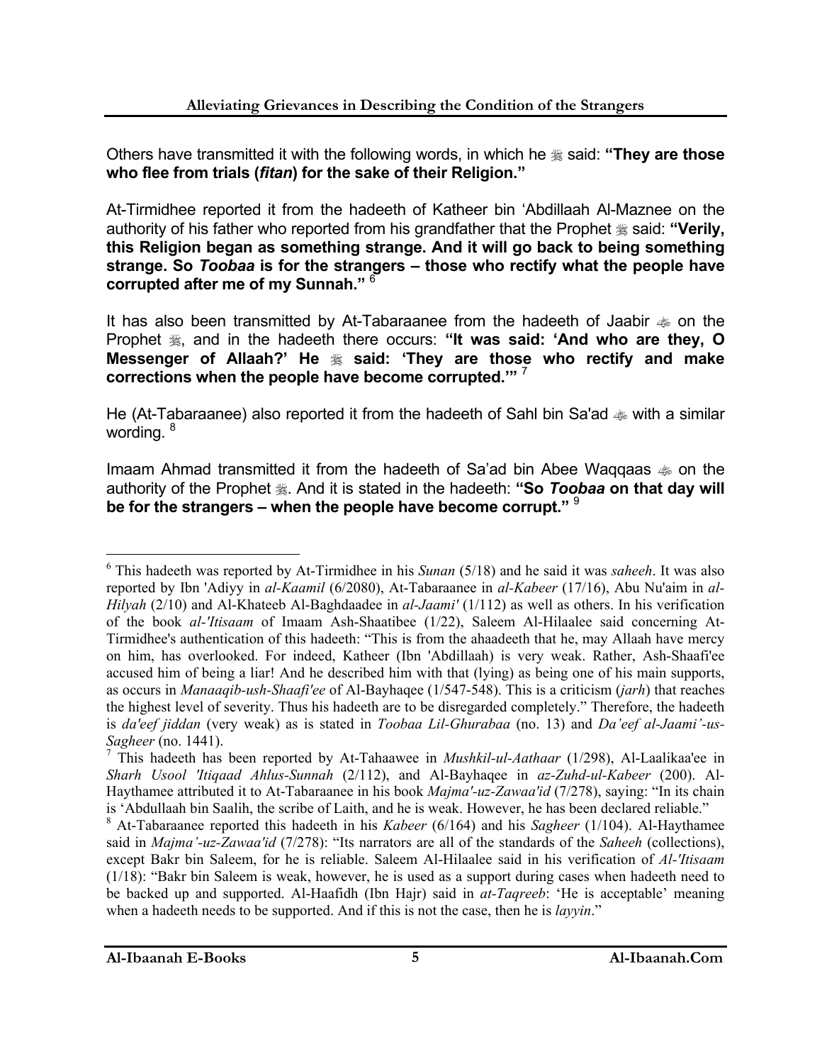Others have transmitted it with the following words, in which he ﷺ said: **"They are those who flee from trials (*fitan*) for the sake of their Religion."**

At-Tirmidhee reported it from the hadeeth of Katheer bin 'Abdillaah Al-Maznee on the authority of his father who reported from his grandfather that the Prophet ﷺ said: **"Verily, this Religion began as something strange. And it will go back to being something strange. So *Toobaa* is for the strangers – those who rectify what the people have corrupted after me of my Sunnah."** [6]

It has also been transmitted by At-Tabaraanee from the hadeeth of Jaabir ؓ on the Prophet ﷺ, and in the hadeeth there occurs: **"It was said: 'And who are they, O Messenger of Allaah?' He ﷺ said: 'They are those who rectify and make corrections when the people have become corrupted.'"** [7]

He (At-Tabaraanee) also reported it from the hadeeth of Sahl bin Sa'ad ؓ with a similar wording. [8]

Imaam Ahmad transmitted it from the hadeeth of Sa'ad bin Abee Waqqaas ؓ on the authority of the Prophet ﷺ. And it is stated in the hadeeth: **"So *Toobaa* on that day will be for the strangers – when the people have become corrupt."** [9]

---

[6] This hadeeth was reported by At-Tirmidhee in his *Sunan* (5/18) and he said it was *saheeh*. It was also reported by Ibn 'Adiyy in *al-Kaamil* (6/2080), At-Tabaraanee in *al-Kabeer* (17/16), Abu Nu'aim in *al-Hilyah* (2/10) and Al-Khateeb Al-Baghdaadee in *al-Jaami'* (1/112) as well as others. In his verification of the book *al-'Itisaam* of Imaam Ash-Shaatibee (1/22), Saleem Al-Hilaalee said concerning At-Tirmidhee's authentication of this hadeeth: "This is from the ahaadeeth that he, may Allaah have mercy on him, has overlooked. For indeed, Katheer (Ibn 'Abdillaah) is very weak. Rather, Ash-Shaafi'ee accused him of being a liar! And he described him with that (lying) as being one of his main supports, as occurs in *Manaaqib-ush-Shaafi'ee* of Al-Bayhaqee (1/547-548). This is a criticism (*jarh*) that reaches the highest level of severity. Thus his hadeeth are to be disregarded completely." Therefore, the hadeeth is *da'eef jiddan* (very weak) as is stated in *Toobaa Lil-Ghurabaa* (no. 13) and *Da'eef al-Jaami'-us-Sagheer* (no. 1441).

[7] This hadeeth has been reported by At-Tahaawee in *Mushkil-ul-Aathaar* (1/298), Al-Laalikaa'ee in *Sharh Usool 'Itiqaad Ahlus-Sunnah* (2/112), and Al-Bayhaqee in *az-Zuhd-ul-Kabeer* (200). Al-Haythamee attributed it to At-Tabaraanee in his book *Majma'-uz-Zawaa'id* (7/278), saying: "In its chain is 'Abdullaah bin Saalih, the scribe of Laith, and he is weak. However, he has been declared reliable."

[8] At-Tabaraanee reported this hadeeth in his *Kabeer* (6/164) and his *Sagheer* (1/104). Al-Haythamee said in *Majma'-uz-Zawaa'id* (7/278): "Its narrators are all of the standards of the *Saheeh* (collections), except Bakr bin Saleem, for he is reliable. Saleem Al-Hilaalee said in his verification of *Al-'Itisaam* (1/18): "Bakr bin Saleem is weak, however, he is used as a support during cases when hadeeth need to be backed up and supported. Al-Haafidh (Ibn Hajr) said in *at-Taqreeb*: 'He is acceptable' meaning when a hadeeth needs to be supported. And if this is not the case, then he is *layyin*."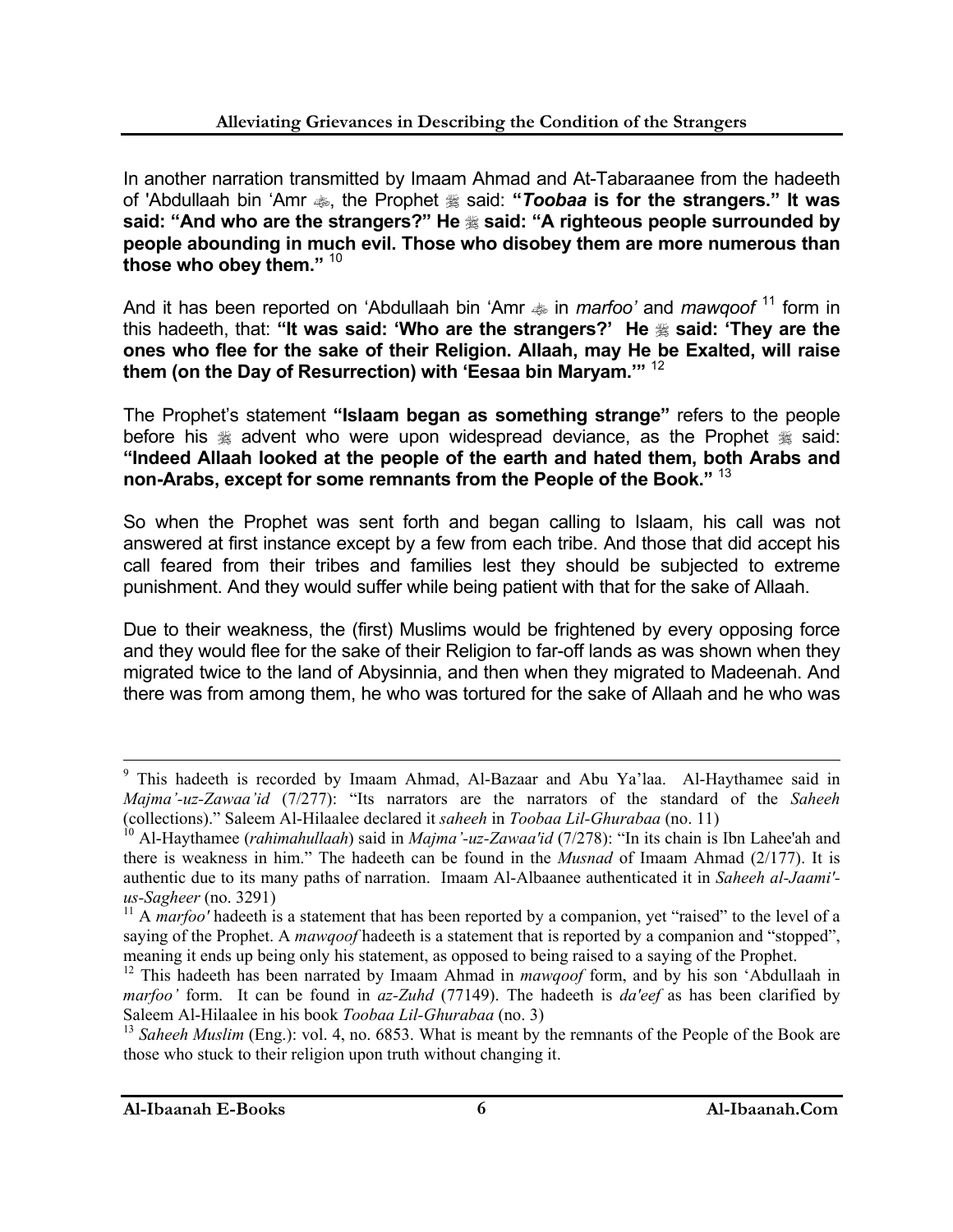In another narration transmitted by Imaam Ahmad and At-Tabaraanee from the hadeeth of 'Abdullaah bin 'Amr ﵁, the Prophet ﷺ said: **"*Toobaa* is for the strangers." It was said: "And who are the strangers?" He ﷺ said: "A righteous people surrounded by people abounding in much evil. Those who disobey them are more numerous than those who obey them."** [10]

And it has been reported on 'Abdullaah bin 'Amr ﵁ in *marfoo'* and *mawqoof* [11] form in this hadeeth, that: **"It was said: 'Who are the strangers?' He ﷺ said: 'They are the ones who flee for the sake of their Religion. Allaah, may He be Exalted, will raise them (on the Day of Resurrection) with 'Eesaa bin Maryam.'"** [12]

The Prophet's statement **"Islaam began as something strange"** refers to the people before his ﷺ advent who were upon widespread deviance, as the Prophet ﷺ said: **"Indeed Allaah looked at the people of the earth and hated them, both Arabs and non-Arabs, except for some remnants from the People of the Book."** [13]

So when the Prophet was sent forth and began calling to Islaam, his call was not answered at first instance except by a few from each tribe. And those that did accept his call feared from their tribes and families lest they should be subjected to extreme punishment. And they would suffer while being patient with that for the sake of Allaah.

Due to their weakness, the (first) Muslims would be frightened by every opposing force and they would flee for the sake of their Religion to far-off lands as was shown when they migrated twice to the land of Abysinnia, and then when they migrated to Madeenah. And there was from among them, he who was tortured for the sake of Allaah and he who was

---

[9] This hadeeth is recorded by Imaam Ahmad, Al-Bazaar and Abu Ya'laa. Al-Haythamee said in *Majma'-uz-Zawaa'id* (7/277): "Its narrators are the narrators of the standard of the *Saheeh* (collections)." Saleem Al-Hilaalee declared it *saheeh* in *Toobaa Lil-Ghurabaa* (no. 11)

[10] Al-Haythamee (*rahimahullaah*) said in *Majma'-uz-Zawaa'id* (7/278): "In its chain is Ibn Lahee'ah and there is weakness in him." The hadeeth can be found in the *Musnad* of Imaam Ahmad (2/177). It is authentic due to its many paths of narration. Imaam Al-Albaanee authenticated it in *Saheeh al-Jaami'-us-Sagheer* (no. 3291)

[11] A *marfoo'* hadeeth is a statement that has been reported by a companion, yet "raised" to the level of a saying of the Prophet. A *mawqoof* hadeeth is a statement that is reported by a companion and "stopped", meaning it ends up being only his statement, as opposed to being raised to a saying of the Prophet.

[12] This hadeeth has been narrated by Imaam Ahmad in *mawqoof* form, and by his son 'Abdullaah in *marfoo'* form. It can be found in *az-Zuhd* (77149). The hadeeth is *da'eef* as has been clarified by Saleem Al-Hilaalee in his book *Toobaa Lil-Ghurabaa* (no. 3)

[13] *Saheeh Muslim* (Eng.): vol. 4, no. 6853. What is meant by the remnants of the People of the Book are those who stuck to their religion upon truth without changing it.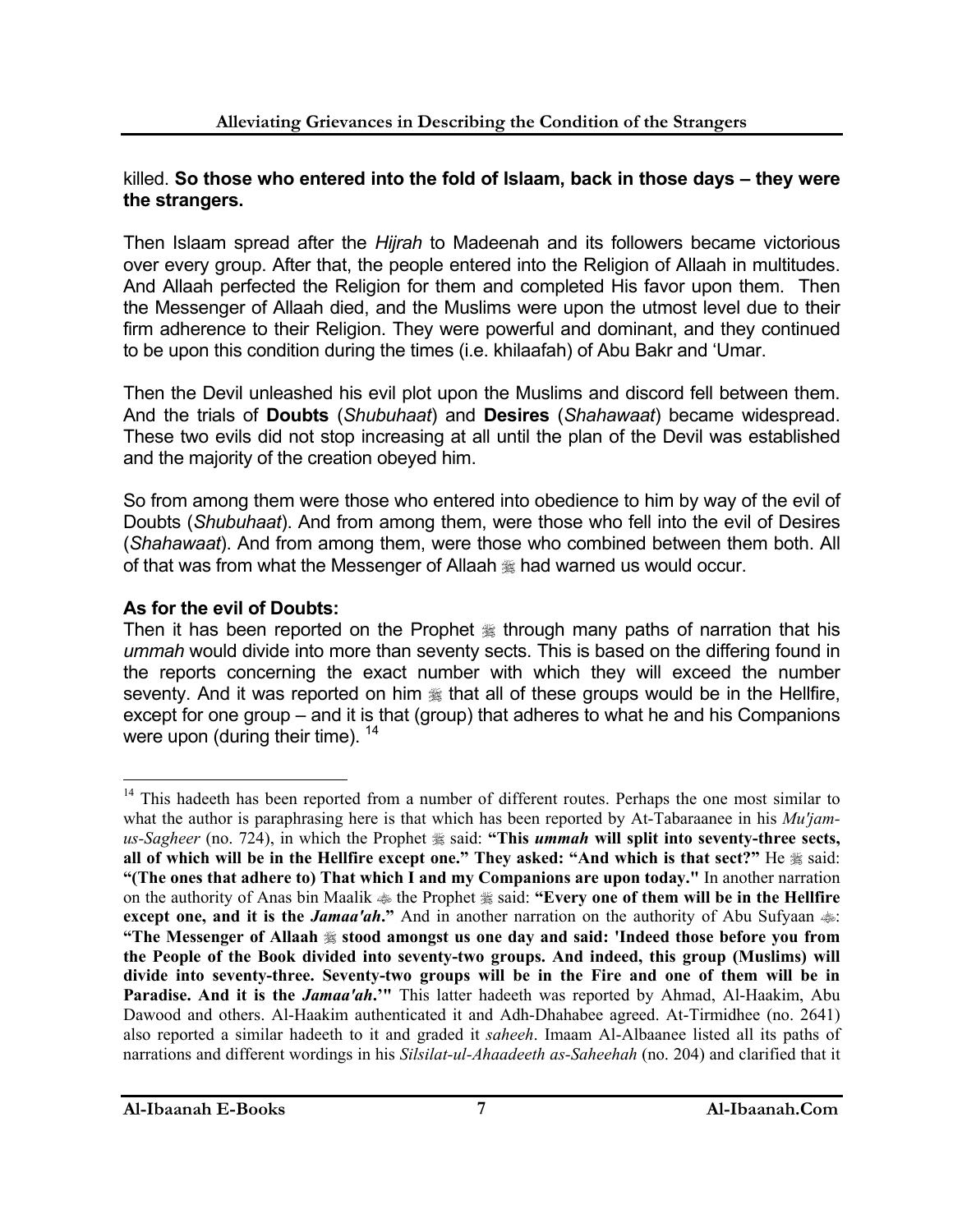killed. **So those who entered into the fold of Islaam, back in those days – they were the strangers.**

Then Islaam spread after the *Hijrah* to Madeenah and its followers became victorious over every group. After that, the people entered into the Religion of Allaah in multitudes. And Allaah perfected the Religion for them and completed His favor upon them. Then the Messenger of Allaah died, and the Muslims were upon the utmost level due to their firm adherence to their Religion. They were powerful and dominant, and they continued to be upon this condition during the times (i.e. khilaafah) of Abu Bakr and 'Umar.

Then the Devil unleashed his evil plot upon the Muslims and discord fell between them. And the trials of **Doubts** (*Shubuhaat*) and **Desires** (*Shahawaat*) became widespread. These two evils did not stop increasing at all until the plan of the Devil was established and the majority of the creation obeyed him.

So from among them were those who entered into obedience to him by way of the evil of Doubts (*Shubuhaat*). And from among them, were those who fell into the evil of Desires (*Shahawaat*). And from among them, were those who combined between them both. All of that was from what the Messenger of Allaah ﷺ had warned us would occur.

**As for the evil of Doubts:**
Then it has been reported on the Prophet ﷺ through many paths of narration that his *ummah* would divide into more than seventy sects. This is based on the differing found in the reports concerning the exact number with which they will exceed the number seventy. And it was reported on him ﷺ that all of these groups would be in the Hellfire, except for one group – and it is that (group) that adheres to what he and his Companions were upon (during their time). [14]

---

[14] This hadeeth has been reported from a number of different routes. Perhaps the one most similar to what the author is paraphrasing here is that which has been reported by At-Tabaraanee in his *Mu'jam-us-Sagheer* (no. 724), in which the Prophet ﷺ said: **"This *ummah* will split into seventy-three sects, all of which will be in the Hellfire except one." They asked: "And which is that sect?"** He ﷺ said: **"(The ones that adhere to) That which I and my Companions are upon today."** In another narration on the authority of Anas bin Maalik ؓ the Prophet ﷺ said: **"Every one of them will be in the Hellfire except one, and it is the *Jamaa'ah*."** And in another narration on the authority of Abu Sufyaan ؓ: **"The Messenger of Allaah ﷺ stood amongst us one day and said: 'Indeed those before you from the People of the Book divided into seventy-two groups. And indeed, this group (Muslims) will divide into seventy-three. Seventy-two groups will be in the Fire and one of them will be in Paradise. And it is the *Jamaa'ah*.'"** This latter hadeeth was reported by Ahmad, Al-Haakim, Abu Dawood and others. Al-Haakim authenticated it and Adh-Dhahabee agreed. At-Tirmidhee (no. 2641) also reported a similar hadeeth to it and graded it *saheeh*. Imaam Al-Albaanee listed all its paths of narrations and different wordings in his *Silsilat-ul-Ahaadeeth as-Saheehah* (no. 204) and clarified that it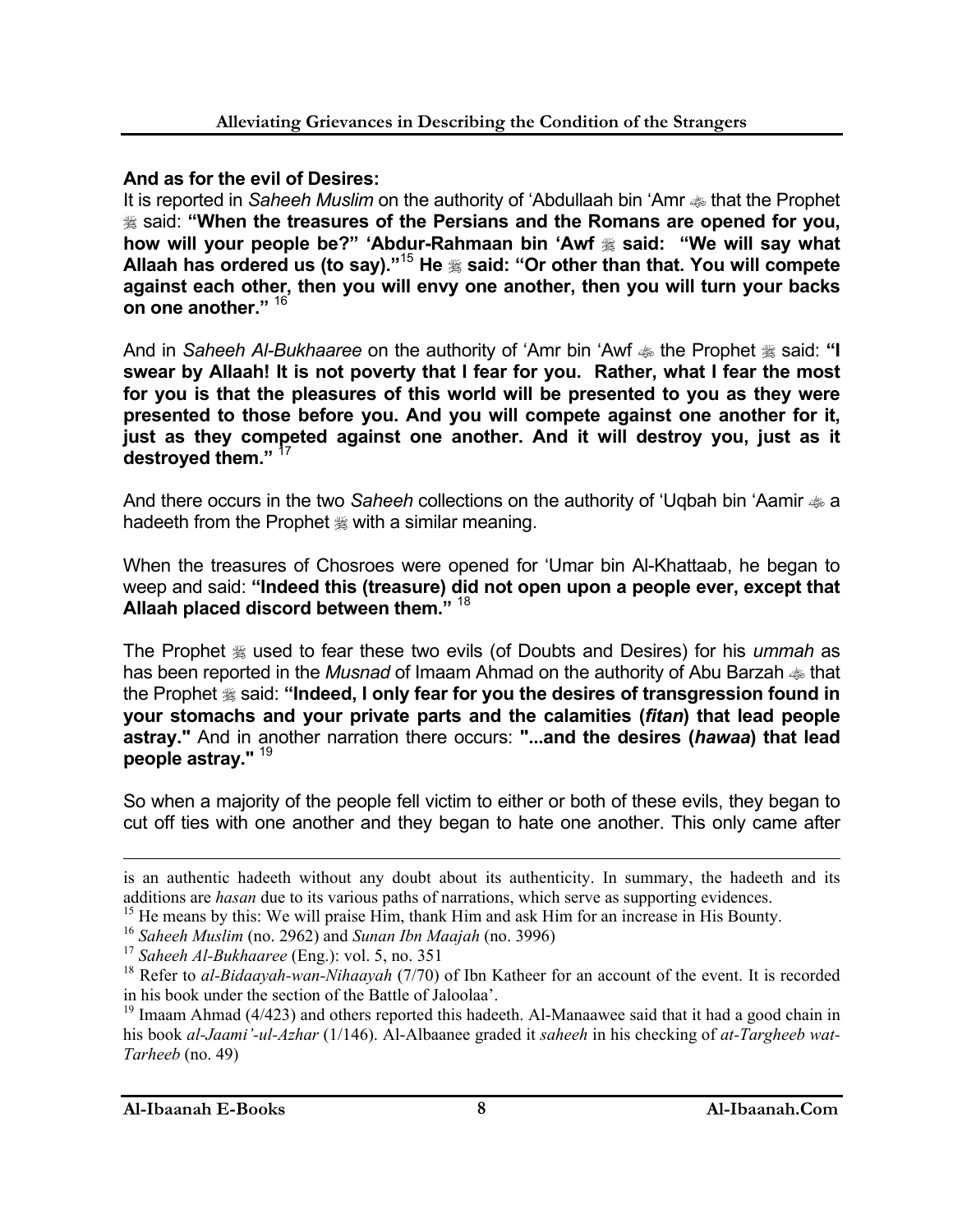**And as for the evil of Desires:**

It is reported in *Saheeh Muslim* on the authority of 'Abdullaah bin 'Amr  that the Prophet  said: **"When the treasures of the Persians and the Romans are opened for you, how will your people be?" 'Abdur-Rahmaan bin 'Awf  said: "We will say what Allaah has ordered us (to say)."**[15] **He  said: "Or other than that. You will compete against each other, then you will envy one another, then you will turn your backs on one another."** [16]

And in *Saheeh Al-Bukhaaree* on the authority of 'Amr bin 'Awf  the Prophet  said: **"I swear by Allaah! It is not poverty that I fear for you. Rather, what I fear the most for you is that the pleasures of this world will be presented to you as they were presented to those before you. And you will compete against one another for it, just as they competed against one another. And it will destroy you, just as it destroyed them."** [17]

And there occurs in the two *Saheeh* collections on the authority of 'Uqbah bin 'Aamir  a hadeeth from the Prophet  with a similar meaning.

When the treasures of Chosroes were opened for 'Umar bin Al-Khattaab, he began to weep and said: **"Indeed this (treasure) did not open upon a people ever, except that Allaah placed discord between them."** [18]

The Prophet  used to fear these two evils (of Doubts and Desires) for his *ummah* as has been reported in the *Musnad* of Imaam Ahmad on the authority of Abu Barzah  that the Prophet  said: **"Indeed, I only fear for you the desires of transgression found in your stomachs and your private parts and the calamities (*fitan*) that lead people astray."** And in another narration there occurs: **"...and the desires (*hawaa*) that lead people astray."** [19]

So when a majority of the people fell victim to either or both of these evils, they began to cut off ties with one another and they began to hate one another. This only came after

---

is an authentic hadeeth without any doubt about its authenticity. In summary, the hadeeth and its additions are *hasan* due to its various paths of narrations, which serve as supporting evidences.

[15] He means by this: We will praise Him, thank Him and ask Him for an increase in His Bounty.

[16] *Saheeh Muslim* (no. 2962) and *Sunan Ibn Maajah* (no. 3996)

[17] *Saheeh Al-Bukhaaree* (Eng.): vol. 5, no. 351

[18] Refer to *al-Bidaayah-wan-Nihaayah* (7/70) of Ibn Katheer for an account of the event. It is recorded in his book under the section of the Battle of Jaloolaa'.

[19] Imaam Ahmad (4/423) and others reported this hadeeth. Al-Manaawee said that it had a good chain in his book *al-Jaami'-ul-Azhar* (1/146). Al-Albaanee graded it *saheeh* in his checking of *at-Targheeb wat-Tarheeb* (no. 49)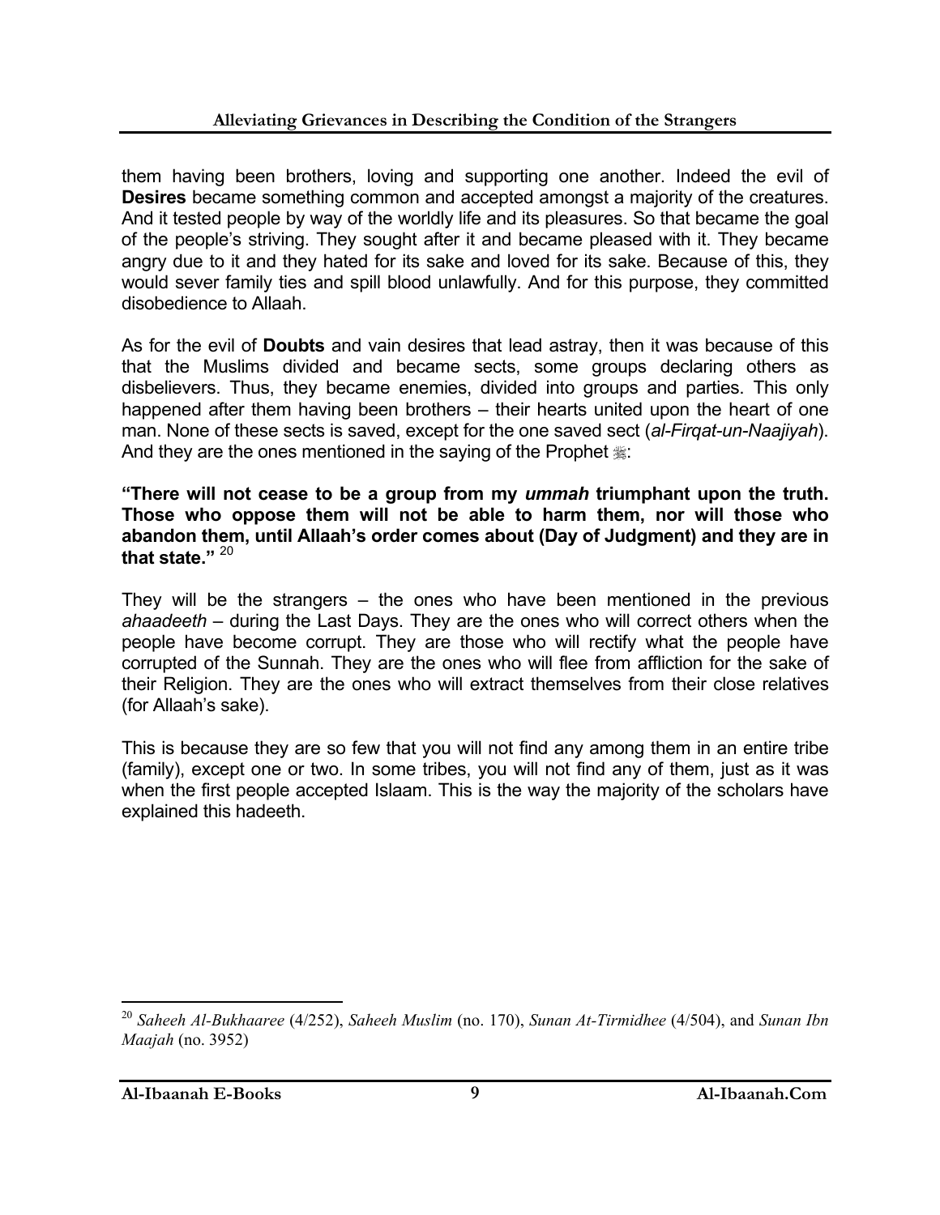them having been brothers, loving and supporting one another. Indeed the evil of **Desires** became something common and accepted amongst a majority of the creatures. And it tested people by way of the worldly life and its pleasures. So that became the goal of the people's striving. They sought after it and became pleased with it. They became angry due to it and they hated for its sake and loved for its sake. Because of this, they would sever family ties and spill blood unlawfully. And for this purpose, they committed disobedience to Allaah.

As for the evil of **Doubts** and vain desires that lead astray, then it was because of this that the Muslims divided and became sects, some groups declaring others as disbelievers. Thus, they became enemies, divided into groups and parties. This only happened after them having been brothers – their hearts united upon the heart of one man. None of these sects is saved, except for the one saved sect (*al-Firqat-un-Naajiyah*). And they are the ones mentioned in the saying of the Prophet ﷺ:

**"There will not cease to be a group from my *ummah* triumphant upon the truth. Those who oppose them will not be able to harm them, nor will those who abandon them, until Allaah's order comes about (Day of Judgment) and they are in that state."** [20]

They will be the strangers – the ones who have been mentioned in the previous *ahaadeeth* – during the Last Days. They are the ones who will correct others when the people have become corrupt. They are those who will rectify what the people have corrupted of the Sunnah. They are the ones who will flee from affliction for the sake of their Religion. They are the ones who will extract themselves from their close relatives (for Allaah's sake).

This is because they are so few that you will not find any among them in an entire tribe (family), except one or two. In some tribes, you will not find any of them, just as it was when the first people accepted Islaam. This is the way the majority of the scholars have explained this hadeeth.

---

[20] *Saheeh Al-Bukhaaree* (4/252), *Saheeh Muslim* (no. 170), *Sunan At-Tirmidhee* (4/504), and *Sunan Ibn Maajah* (no. 3952)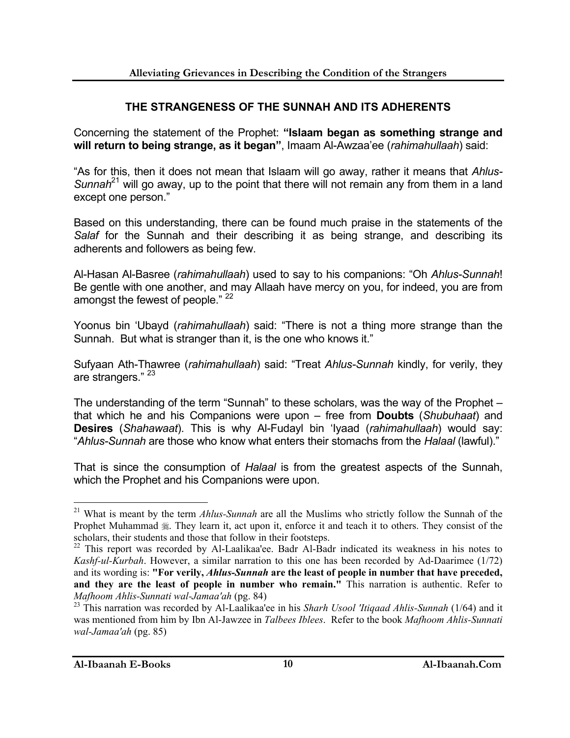## THE STRANGENESS OF THE SUNNAH AND ITS ADHERENTS

Concerning the statement of the Prophet: **"Islaam began as something strange and will return to being strange, as it began"**, Imaam Al-Awzaa'ee (*rahimahullaah*) said:

"As for this, then it does not mean that Islaam will go away, rather it means that *Ahlus-Sunnah*[21] will go away, up to the point that there will not remain any from them in a land except one person."

Based on this understanding, there can be found much praise in the statements of the *Salaf* for the Sunnah and their describing it as being strange, and describing its adherents and followers as being few.

Al-Hasan Al-Basree (*rahimahullaah*) used to say to his companions: "Oh *Ahlus-Sunnah*! Be gentle with one another, and may Allaah have mercy on you, for indeed, you are from amongst the fewest of people." [22]

Yoonus bin 'Ubayd (*rahimahullaah*) said: "There is not a thing more strange than the Sunnah. But what is stranger than it, is the one who knows it."

Sufyaan Ath-Thawree (*rahimahullaah*) said: "Treat *Ahlus-Sunnah* kindly, for verily, they are strangers." [23]

The understanding of the term "Sunnah" to these scholars, was the way of the Prophet – that which he and his Companions were upon – free from **Doubts** (*Shubuhaat*) and **Desires** (*Shahawaat*). This is why Al-Fudayl bin 'Iyaad (*rahimahullaah*) would say: "*Ahlus-Sunnah* are those who know what enters their stomachs from the *Halaal* (lawful)."

That is since the consumption of *Halaal* is from the greatest aspects of the Sunnah, which the Prophet and his Companions were upon.

---

[21] What is meant by the term *Ahlus-Sunnah* are all the Muslims who strictly follow the Sunnah of the Prophet Muhammad ﷺ. They learn it, act upon it, enforce it and teach it to others. They consist of the scholars, their students and those that follow in their footsteps.

[22] This report was recorded by Al-Laalikaa'ee. Badr Al-Badr indicated its weakness in his notes to *Kashf-ul-Kurbah*. However, a similar narration to this one has been recorded by Ad-Daarimee (1/72) and its wording is: **"For verily, *Ahlus-Sunnah* are the least of people in number that have preceded, and they are the least of people in number who remain."** This narration is authentic. Refer to *Mafhoom Ahlis-Sunnati wal-Jamaa'ah* (pg. 84)

[23] This narration was recorded by Al-Laalikaa'ee in his *Sharh Usool 'Itiqaad Ahlis-Sunnah* (1/64) and it was mentioned from him by Ibn Al-Jawzee in *Talbees Iblees*. Refer to the book *Mafhoom Ahlis-Sunnati wal-Jamaa'ah* (pg. 85)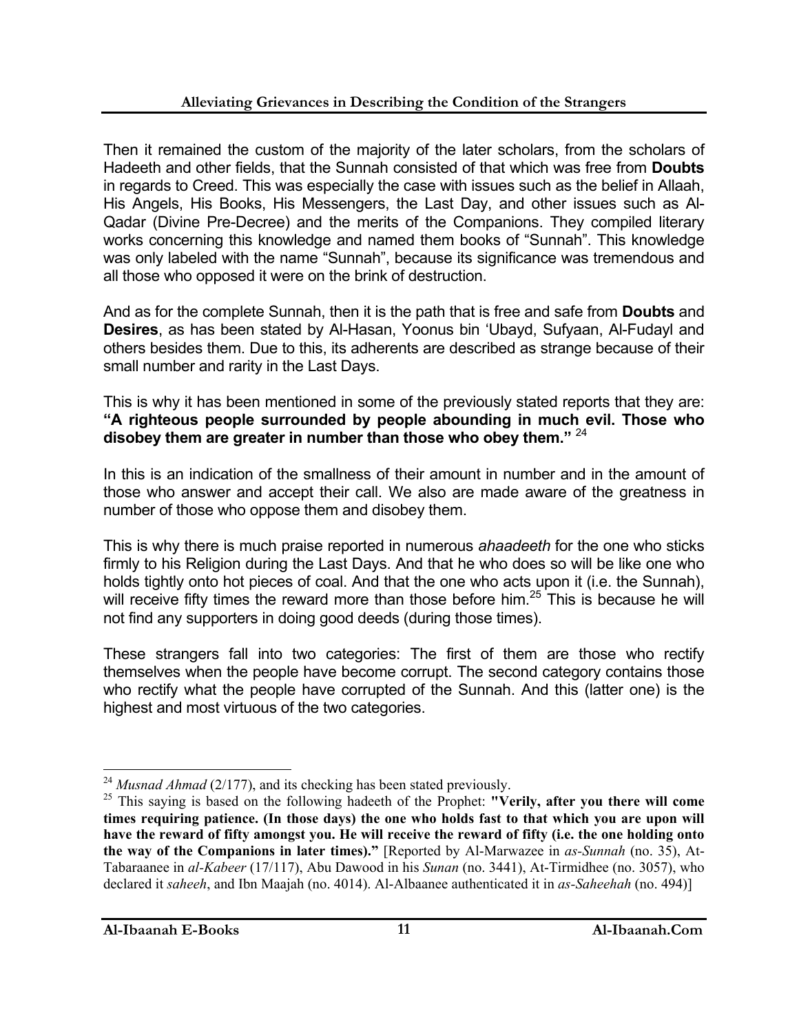Then it remained the custom of the majority of the later scholars, from the scholars of Hadeeth and other fields, that the Sunnah consisted of that which was free from **Doubts** in regards to Creed. This was especially the case with issues such as the belief in Allaah, His Angels, His Books, His Messengers, the Last Day, and other issues such as Al-Qadar (Divine Pre-Decree) and the merits of the Companions. They compiled literary works concerning this knowledge and named them books of "Sunnah". This knowledge was only labeled with the name "Sunnah", because its significance was tremendous and all those who opposed it were on the brink of destruction.

And as for the complete Sunnah, then it is the path that is free and safe from **Doubts** and **Desires**, as has been stated by Al-Hasan, Yoonus bin 'Ubayd, Sufyaan, Al-Fudayl and others besides them. Due to this, its adherents are described as strange because of their small number and rarity in the Last Days.

This is why it has been mentioned in some of the previously stated reports that they are: **"A righteous people surrounded by people abounding in much evil. Those who disobey them are greater in number than those who obey them."** [24]

In this is an indication of the smallness of their amount in number and in the amount of those who answer and accept their call. We also are made aware of the greatness in number of those who oppose them and disobey them.

This is why there is much praise reported in numerous *ahaadeeth* for the one who sticks firmly to his Religion during the Last Days. And that he who does so will be like one who holds tightly onto hot pieces of coal. And that the one who acts upon it (i.e. the Sunnah), will receive fifty times the reward more than those before him.[25] This is because he will not find any supporters in doing good deeds (during those times).

These strangers fall into two categories: The first of them are those who rectify themselves when the people have become corrupt. The second category contains those who rectify what the people have corrupted of the Sunnah. And this (latter one) is the highest and most virtuous of the two categories.

---

[24] *Musnad Ahmad* (2/177), and its checking has been stated previously.

[25] This saying is based on the following hadeeth of the Prophet: **"Verily, after you there will come times requiring patience. (In those days) the one who holds fast to that which you are upon will have the reward of fifty amongst you. He will receive the reward of fifty (i.e. the one holding onto the way of the Companions in later times)."** [Reported by Al-Marwazee in *as-Sunnah* (no. 35), At-Tabaraanee in *al-Kabeer* (17/117), Abu Dawood in his *Sunan* (no. 3441), At-Tirmidhee (no. 3057), who declared it *saheeh*, and Ibn Maajah (no. 4014). Al-Albaanee authenticated it in *as-Saheehah* (no. 494)]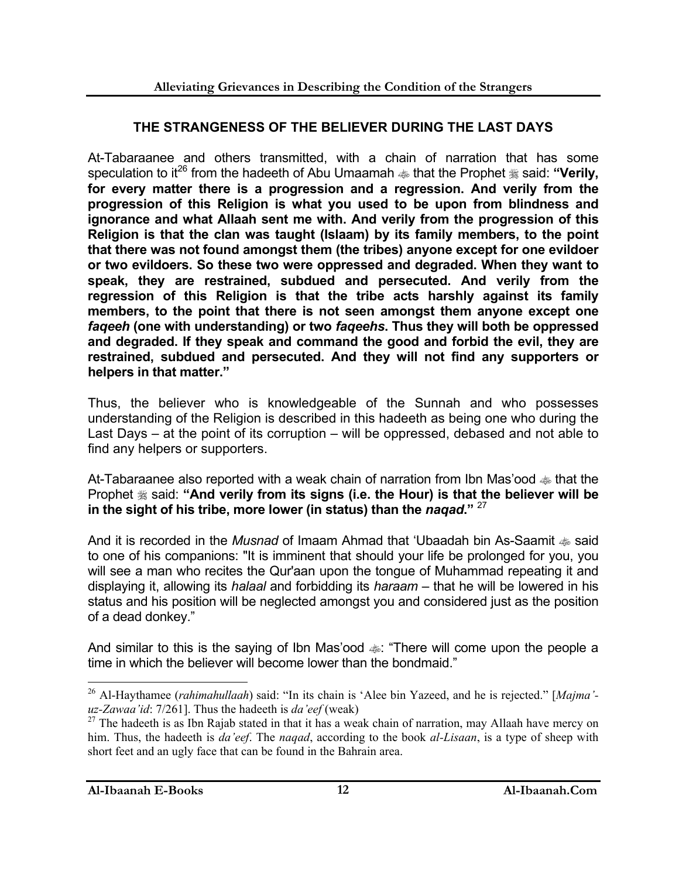## THE STRANGENESS OF THE BELIEVER DURING THE LAST DAYS

At-Tabaraanee and others transmitted, with a chain of narration that has some speculation to it[26] from the hadeeth of Abu Umaamah ﷺ that the Prophet ﷺ said: **"Verily, for every matter there is a progression and a regression. And verily from the progression of this Religion is what you used to be upon from blindness and ignorance and what Allaah sent me with. And verily from the progression of this Religion is that the clan was taught (Islaam) by its family members, to the point that there was not found amongst them (the tribes) anyone except for one evildoer or two evildoers. So these two were oppressed and degraded. When they want to speak, they are restrained, subdued and persecuted. And verily from the regression of this Religion is that the tribe acts harshly against its family members, to the point that there is not seen amongst them anyone except one *faqeeh* (one with understanding) or two *faqeehs*. Thus they will both be oppressed and degraded. If they speak and command the good and forbid the evil, they are restrained, subdued and persecuted. And they will not find any supporters or helpers in that matter."**

Thus, the believer who is knowledgeable of the Sunnah and who possesses understanding of the Religion is described in this hadeeth as being one who during the Last Days – at the point of its corruption – will be oppressed, debased and not able to find any helpers or supporters.

At-Tabaraanee also reported with a weak chain of narration from Ibn Mas'ood ﷺ that the Prophet ﷺ said: **"And verily from its signs (i.e. the Hour) is that the believer will be in the sight of his tribe, more lower (in status) than the *naqad*."** [27]

And it is recorded in the *Musnad* of Imaam Ahmad that 'Ubaadah bin As-Saamit ﷺ said to one of his companions: "It is imminent that should your life be prolonged for you, you will see a man who recites the Qur'aan upon the tongue of Muhammad repeating it and displaying it, allowing its *halaal* and forbidding its *haraam* – that he will be lowered in his status and his position will be neglected amongst you and considered just as the position of a dead donkey."

And similar to this is the saying of Ibn Mas'ood ﷺ: "There will come upon the people a time in which the believer will become lower than the bondmaid."

---

[26] Al-Haythamee (*rahimahullaah*) said: "In its chain is 'Alee bin Yazeed, and he is rejected." [*Majma'-uz-Zawaa'id*: 7/261]. Thus the hadeeth is *da'eef* (weak)

[27] The hadeeth is as Ibn Rajab stated in that it has a weak chain of narration, may Allaah have mercy on him. Thus, the hadeeth is *da'eef*. The *naqad*, according to the book *al-Lisaan*, is a type of sheep with short feet and an ugly face that can be found in the Bahrain area.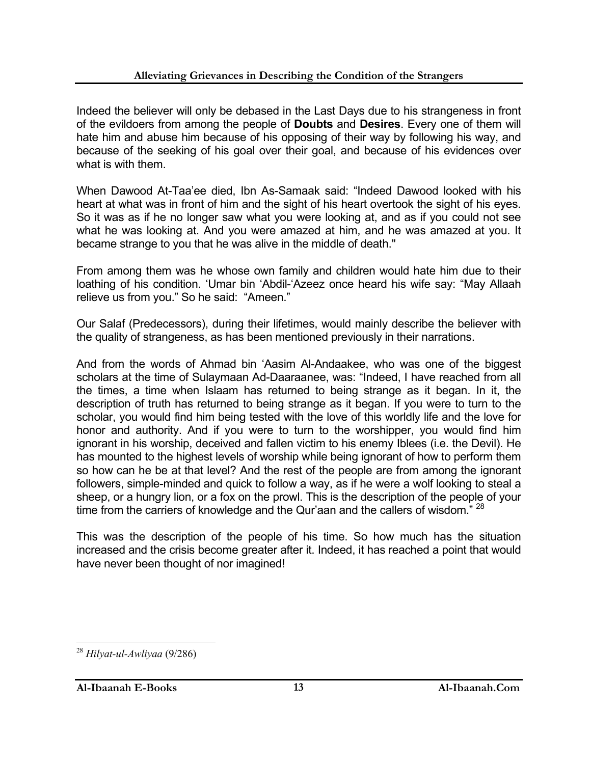Indeed the believer will only be debased in the Last Days due to his strangeness in front of the evildoers from among the people of **Doubts** and **Desires**. Every one of them will hate him and abuse him because of his opposing of their way by following his way, and because of the seeking of his goal over their goal, and because of his evidences over what is with them.

When Dawood At-Taa'ee died, Ibn As-Samaak said: "Indeed Dawood looked with his heart at what was in front of him and the sight of his heart overtook the sight of his eyes. So it was as if he no longer saw what you were looking at, and as if you could not see what he was looking at. And you were amazed at him, and he was amazed at you. It became strange to you that he was alive in the middle of death."

From among them was he whose own family and children would hate him due to their loathing of his condition. 'Umar bin 'Abdil-'Azeez once heard his wife say: "May Allaah relieve us from you." So he said: "Ameen."

Our Salaf (Predecessors), during their lifetimes, would mainly describe the believer with the quality of strangeness, as has been mentioned previously in their narrations.

And from the words of Ahmad bin 'Aasim Al-Andaakee, who was one of the biggest scholars at the time of Sulaymaan Ad-Daaraanee, was: "Indeed, I have reached from all the times, a time when Islaam has returned to being strange as it began. In it, the description of truth has returned to being strange as it began. If you were to turn to the scholar, you would find him being tested with the love of this worldly life and the love for honor and authority. And if you were to turn to the worshipper, you would find him ignorant in his worship, deceived and fallen victim to his enemy Iblees (i.e. the Devil). He has mounted to the highest levels of worship while being ignorant of how to perform them so how can he be at that level? And the rest of the people are from among the ignorant followers, simple-minded and quick to follow a way, as if he were a wolf looking to steal a sheep, or a hungry lion, or a fox on the prowl. This is the description of the people of your time from the carriers of knowledge and the Qur'aan and the callers of wisdom." [28]

This was the description of the people of his time. So how much has the situation increased and the crisis become greater after it. Indeed, it has reached a point that would have never been thought of nor imagined!

---

[28] *Hilyat-ul-Awliyaa* (9/286)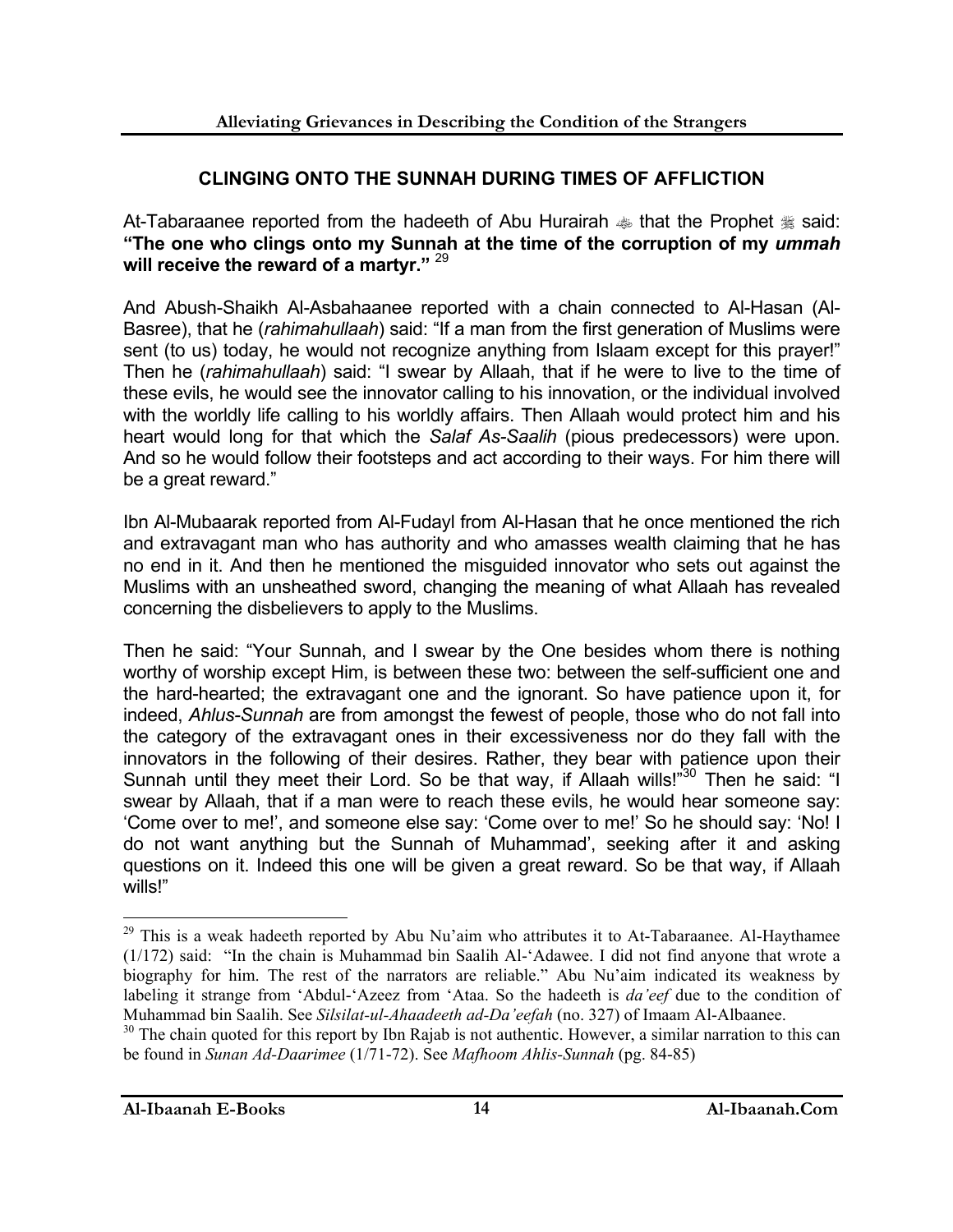## CLINGING ONTO THE SUNNAH DURING TIMES OF AFFLICTION

At-Tabaraanee reported from the hadeeth of Abu Hurairah ﷺ that the Prophet ﷺ said: **"The one who clings onto my Sunnah at the time of the corruption of my *ummah* will receive the reward of a martyr."** [29]

And Abush-Shaikh Al-Asbahaanee reported with a chain connected to Al-Hasan (Al-Basree), that he (*rahimahullaah*) said: "If a man from the first generation of Muslims were sent (to us) today, he would not recognize anything from Islaam except for this prayer!" Then he (*rahimahullaah*) said: "I swear by Allaah, that if he were to live to the time of these evils, he would see the innovator calling to his innovation, or the individual involved with the worldly life calling to his worldly affairs. Then Allaah would protect him and his heart would long for that which the *Salaf As-Saalih* (pious predecessors) were upon. And so he would follow their footsteps and act according to their ways. For him there will be a great reward."

Ibn Al-Mubaarak reported from Al-Fudayl from Al-Hasan that he once mentioned the rich and extravagant man who has authority and who amasses wealth claiming that he has no end in it. And then he mentioned the misguided innovator who sets out against the Muslims with an unsheathed sword, changing the meaning of what Allaah has revealed concerning the disbelievers to apply to the Muslims.

Then he said: "Your Sunnah, and I swear by the One besides whom there is nothing worthy of worship except Him, is between these two: between the self-sufficient one and the hard-hearted; the extravagant one and the ignorant. So have patience upon it, for indeed, *Ahlus-Sunnah* are from amongst the fewest of people, those who do not fall into the category of the extravagant ones in their excessiveness nor do they fall with the innovators in the following of their desires. Rather, they bear with patience upon their Sunnah until they meet their Lord. So be that way, if Allaah wills!"[30] Then he said: "I swear by Allaah, that if a man were to reach these evils, he would hear someone say: 'Come over to me!', and someone else say: 'Come over to me!' So he should say: 'No! I do not want anything but the Sunnah of Muhammad', seeking after it and asking questions on it. Indeed this one will be given a great reward. So be that way, if Allaah wills!"

---

[29] This is a weak hadeeth reported by Abu Nu'aim who attributes it to At-Tabaraanee. Al-Haythamee (1/172) said: "In the chain is Muhammad bin Saalih Al-'Adawee. I did not find anyone that wrote a biography for him. The rest of the narrators are reliable." Abu Nu'aim indicated its weakness by labeling it strange from 'Abdul-'Azeez from 'Ataa. So the hadeeth is *da'eef* due to the condition of Muhammad bin Saalih. See *Silsilat-ul-Ahaadeeth ad-Da'eefah* (no. 327) of Imaam Al-Albaanee.

[30] The chain quoted for this report by Ibn Rajab is not authentic. However, a similar narration to this can be found in *Sunan Ad-Daarimee* (1/71-72). See *Mafhoom Ahlis-Sunnah* (pg. 84-85)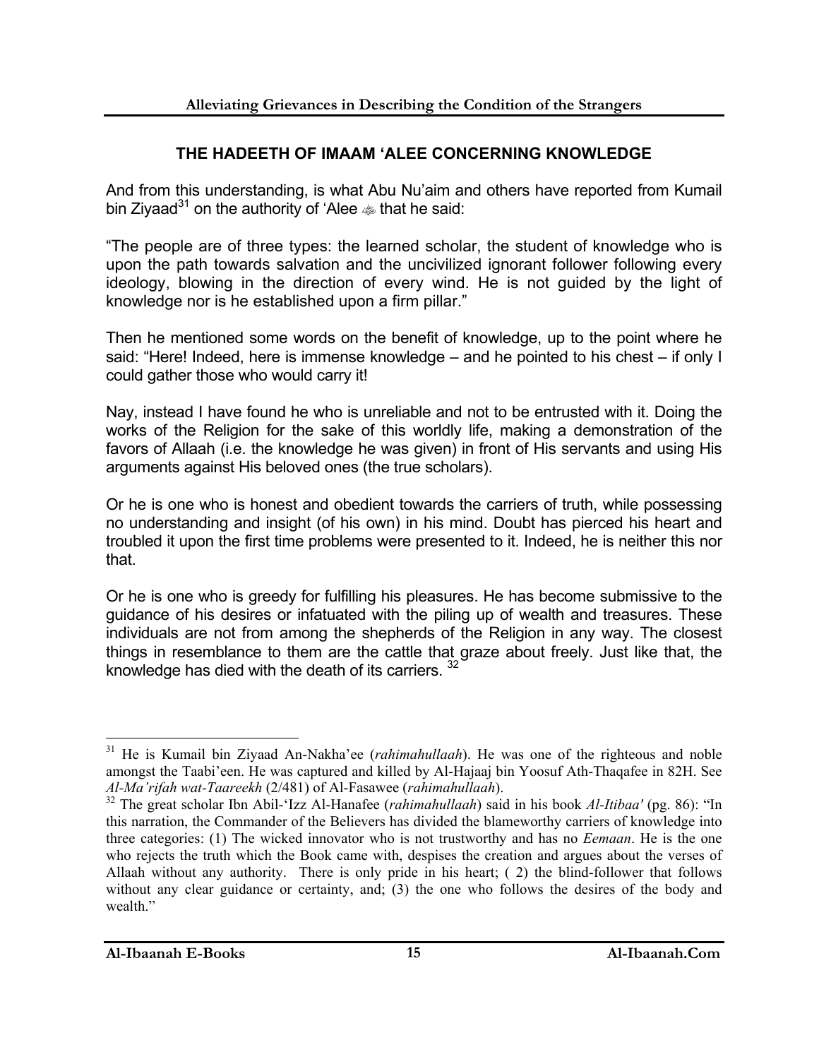## THE HADEETH OF IMAAM 'ALEE CONCERNING KNOWLEDGE

And from this understanding, is what Abu Nu'aim and others have reported from Kumail bin Ziyaad[31] on the authority of 'Alee ﷺ that he said:

"The people are of three types: the learned scholar, the student of knowledge who is upon the path towards salvation and the uncivilized ignorant follower following every ideology, blowing in the direction of every wind. He is not guided by the light of knowledge nor is he established upon a firm pillar."

Then he mentioned some words on the benefit of knowledge, up to the point where he said: "Here! Indeed, here is immense knowledge – and he pointed to his chest – if only I could gather those who would carry it!

Nay, instead I have found he who is unreliable and not to be entrusted with it. Doing the works of the Religion for the sake of this worldly life, making a demonstration of the favors of Allaah (i.e. the knowledge he was given) in front of His servants and using His arguments against His beloved ones (the true scholars).

Or he is one who is honest and obedient towards the carriers of truth, while possessing no understanding and insight (of his own) in his mind. Doubt has pierced his heart and troubled it upon the first time problems were presented to it. Indeed, he is neither this nor that.

Or he is one who is greedy for fulfilling his pleasures. He has become submissive to the guidance of his desires or infatuated with the piling up of wealth and treasures. These individuals are not from among the shepherds of the Religion in any way. The closest things in resemblance to them are the cattle that graze about freely. Just like that, the knowledge has died with the death of its carriers. [32]

---

[31] He is Kumail bin Ziyaad An-Nakha'ee (*rahimahullaah*). He was one of the righteous and noble amongst the Taabi'een. He was captured and killed by Al-Hajaaj bin Yoosuf Ath-Thaqafee in 82H. See *Al-Ma'rifah wat-Taareekh* (2/481) of Al-Fasawee (*rahimahullaah*).

[32] The great scholar Ibn Abil-'Izz Al-Hanafee (*rahimahullaah*) said in his book *Al-Itibaa'* (pg. 86): "In this narration, the Commander of the Believers has divided the blameworthy carriers of knowledge into three categories: (1) The wicked innovator who is not trustworthy and has no *Eemaan*. He is the one who rejects the truth which the Book came with, despises the creation and argues about the verses of Allaah without any authority. There is only pride in his heart; ( 2) the blind-follower that follows without any clear guidance or certainty, and; (3) the one who follows the desires of the body and wealth."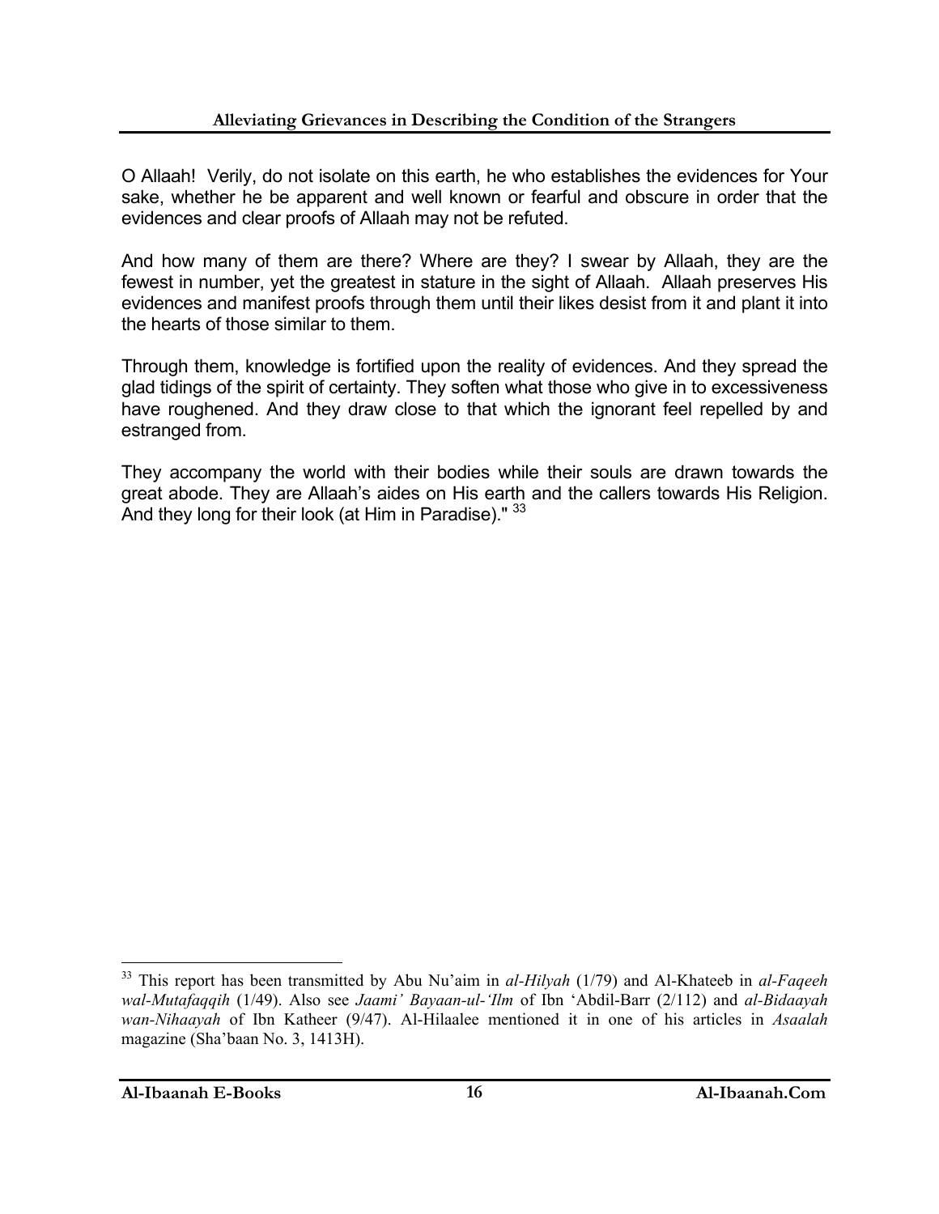O Allaah! Verily, do not isolate on this earth, he who establishes the evidences for Your sake, whether he be apparent and well known or fearful and obscure in order that the evidences and clear proofs of Allaah may not be refuted.

And how many of them are there? Where are they? I swear by Allaah, they are the fewest in number, yet the greatest in stature in the sight of Allaah. Allaah preserves His evidences and manifest proofs through them until their likes desist from it and plant it into the hearts of those similar to them.

Through them, knowledge is fortified upon the reality of evidences. And they spread the glad tidings of the spirit of certainty. They soften what those who give in to excessiveness have roughened. And they draw close to that which the ignorant feel repelled by and estranged from.

They accompany the world with their bodies while their souls are drawn towards the great abode. They are Allaah's aides on His earth and the callers towards His Religion. And they long for their look (at Him in Paradise)." [33]

---

[33] This report has been transmitted by Abu Nu'aim in *al-Hilyah* (1/79) and Al-Khateeb in *al-Faqeeh wal-Mutafaqqih* (1/49). Also see *Jaami' Bayaan-ul-'Ilm* of Ibn 'Abdil-Barr (2/112) and *al-Bidaayah wan-Nihaayah* of Ibn Katheer (9/47). Al-Hilaalee mentioned it in one of his articles in *Asaalah* magazine (Sha'baan No. 3, 1413H).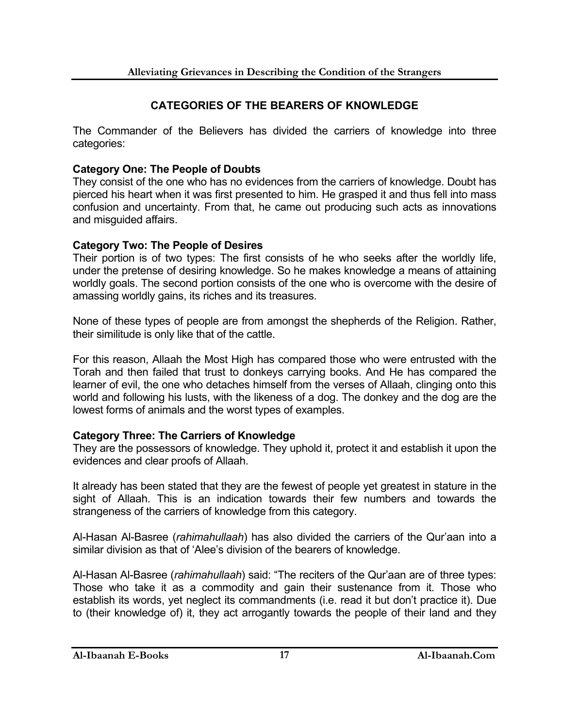## CATEGORIES OF THE BEARERS OF KNOWLEDGE

The Commander of the Believers has divided the carriers of knowledge into three categories:

**Category One: The People of Doubts**
They consist of the one who has no evidences from the carriers of knowledge. Doubt has pierced his heart when it was first presented to him. He grasped it and thus fell into mass confusion and uncertainty. From that, he came out producing such acts as innovations and misguided affairs.

**Category Two: The People of Desires**
Their portion is of two types: The first consists of he who seeks after the worldly life, under the pretense of desiring knowledge. So he makes knowledge a means of attaining worldly goals. The second portion consists of the one who is overcome with the desire of amassing worldly gains, its riches and its treasures.

None of these types of people are from amongst the shepherds of the Religion. Rather, their similitude is only like that of the cattle.

For this reason, Allaah the Most High has compared those who were entrusted with the Torah and then failed that trust to donkeys carrying books. And He has compared the learner of evil, the one who detaches himself from the verses of Allaah, clinging onto this world and following his lusts, with the likeness of a dog. The donkey and the dog are the lowest forms of animals and the worst types of examples.

**Category Three: The Carriers of Knowledge**
They are the possessors of knowledge. They uphold it, protect it and establish it upon the evidences and clear proofs of Allaah.

It already has been stated that they are the fewest of people yet greatest in stature in the sight of Allaah. This is an indication towards their few numbers and towards the strangeness of the carriers of knowledge from this category.

Al-Hasan Al-Basree (*rahimahullaah*) has also divided the carriers of the Qur'aan into a similar division as that of 'Alee's division of the bearers of knowledge.

Al-Hasan Al-Basree (*rahimahullaah*) said: "The reciters of the Qur'aan are of three types: Those who take it as a commodity and gain their sustenance from it. Those who establish its words, yet neglect its commandments (i.e. read it but don't practice it). Due to (their knowledge of) it, they act arrogantly towards the people of their land and they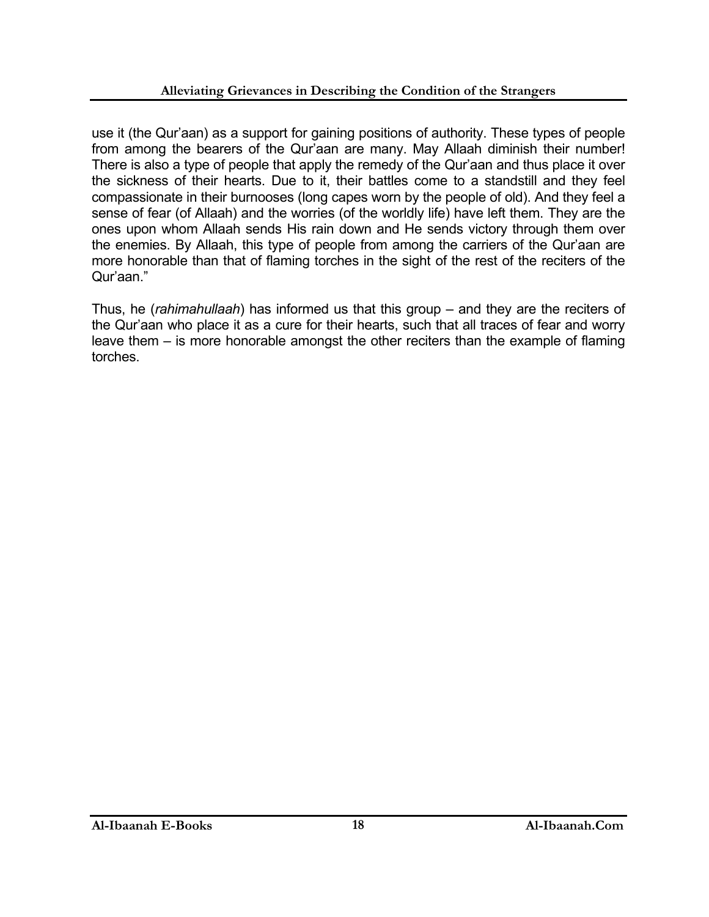use it (the Qur'aan) as a support for gaining positions of authority. These types of people from among the bearers of the Qur'aan are many. May Allaah diminish their number! There is also a type of people that apply the remedy of the Qur'aan and thus place it over the sickness of their hearts. Due to it, their battles come to a standstill and they feel compassionate in their burnooses (long capes worn by the people of old). And they feel a sense of fear (of Allaah) and the worries (of the worldly life) have left them. They are the ones upon whom Allaah sends His rain down and He sends victory through them over the enemies. By Allaah, this type of people from among the carriers of the Qur'aan are more honorable than that of flaming torches in the sight of the rest of the reciters of the Qur'aan."

Thus, he (*rahimahullaah*) has informed us that this group – and they are the reciters of the Qur'aan who place it as a cure for their hearts, such that all traces of fear and worry leave them – is more honorable amongst the other reciters than the example of flaming torches.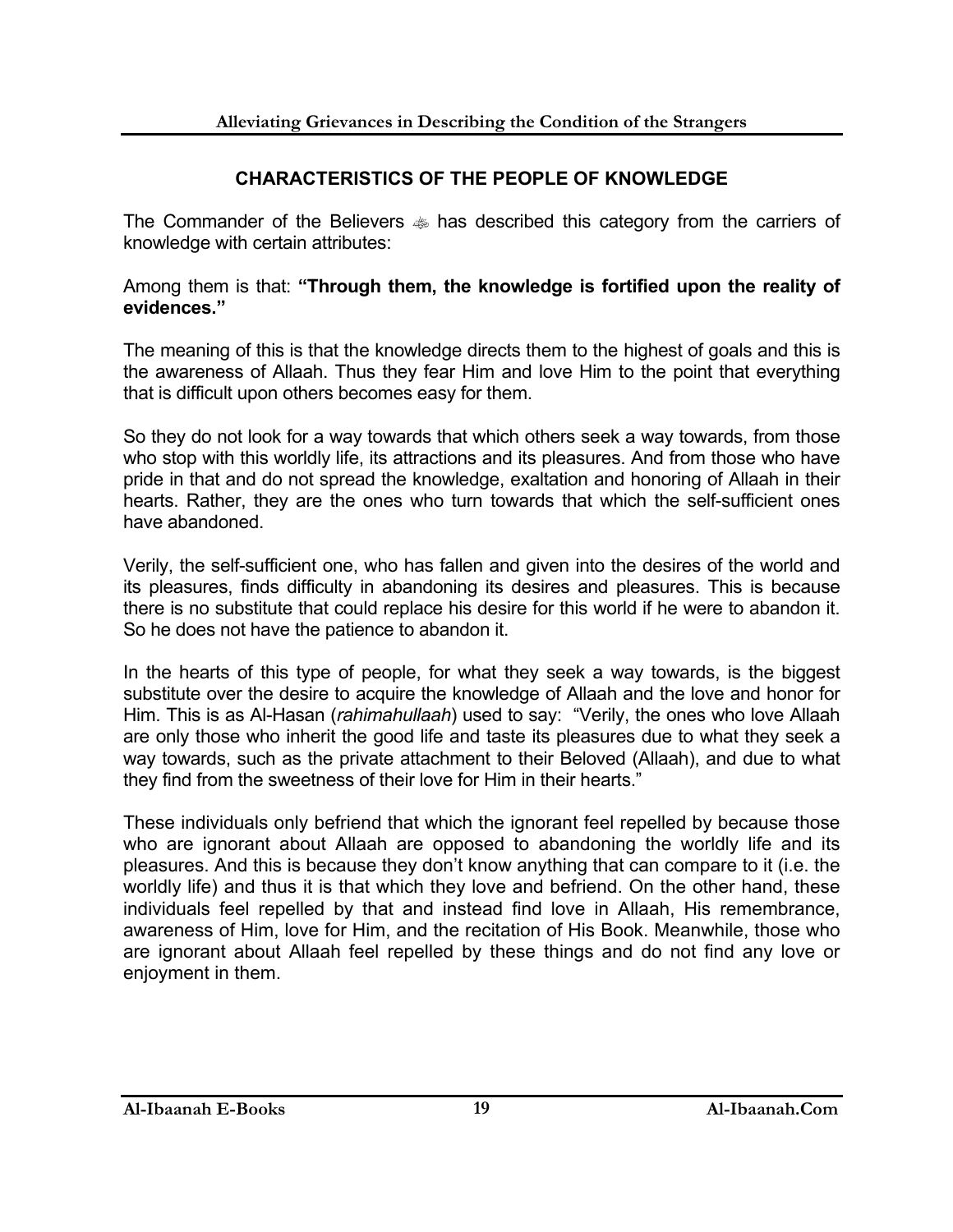## CHARACTERISTICS OF THE PEOPLE OF KNOWLEDGE

The Commander of the Believers ﷺ has described this category from the carriers of knowledge with certain attributes:

Among them is that: **"Through them, the knowledge is fortified upon the reality of evidences."**

The meaning of this is that the knowledge directs them to the highest of goals and this is the awareness of Allaah. Thus they fear Him and love Him to the point that everything that is difficult upon others becomes easy for them.

So they do not look for a way towards that which others seek a way towards, from those who stop with this worldly life, its attractions and its pleasures. And from those who have pride in that and do not spread the knowledge, exaltation and honoring of Allaah in their hearts. Rather, they are the ones who turn towards that which the self-sufficient ones have abandoned.

Verily, the self-sufficient one, who has fallen and given into the desires of the world and its pleasures, finds difficulty in abandoning its desires and pleasures. This is because there is no substitute that could replace his desire for this world if he were to abandon it. So he does not have the patience to abandon it.

In the hearts of this type of people, for what they seek a way towards, is the biggest substitute over the desire to acquire the knowledge of Allaah and the love and honor for Him. This is as Al-Hasan (*rahimahullaah*) used to say: "Verily, the ones who love Allaah are only those who inherit the good life and taste its pleasures due to what they seek a way towards, such as the private attachment to their Beloved (Allaah), and due to what they find from the sweetness of their love for Him in their hearts."

These individuals only befriend that which the ignorant feel repelled by because those who are ignorant about Allaah are opposed to abandoning the worldly life and its pleasures. And this is because they don't know anything that can compare to it (i.e. the worldly life) and thus it is that which they love and befriend. On the other hand, these individuals feel repelled by that and instead find love in Allaah, His remembrance, awareness of Him, love for Him, and the recitation of His Book. Meanwhile, those who are ignorant about Allaah feel repelled by these things and do not find any love or enjoyment in them.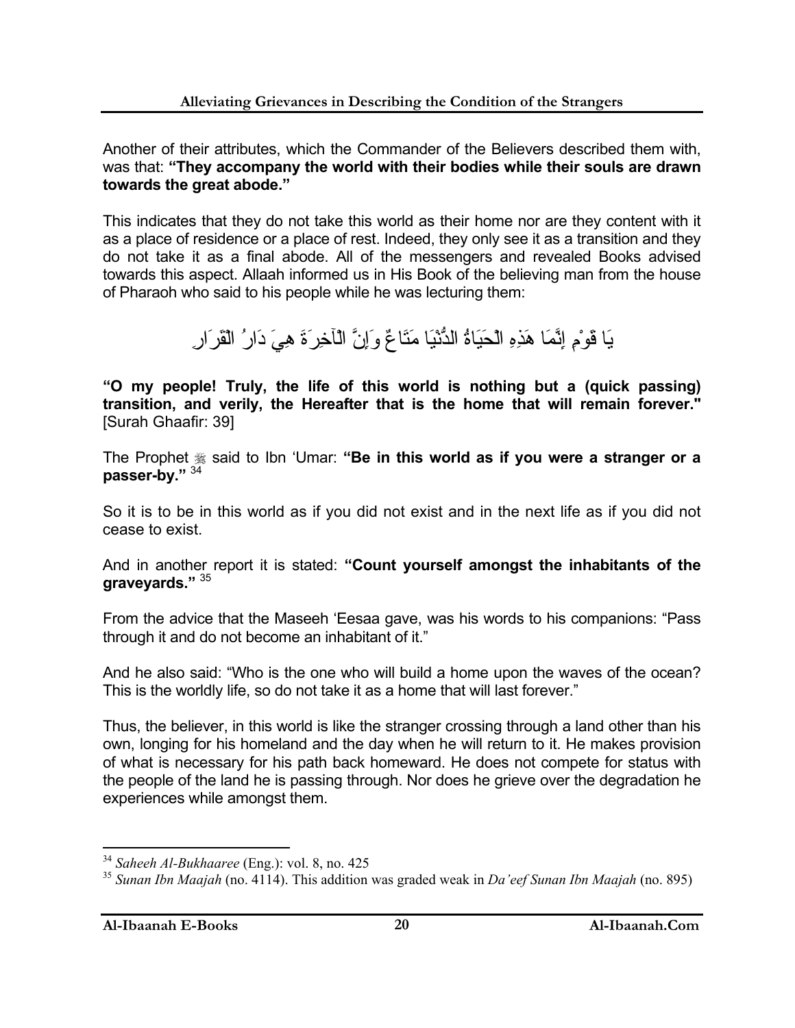Another of their attributes, which the Commander of the Believers described them with, was that: **"They accompany the world with their bodies while their souls are drawn towards the great abode."**

This indicates that they do not take this world as their home nor are they content with it as a place of residence or a place of rest. Indeed, they only see it as a transition and they do not take it as a final abode. All of the messengers and revealed Books advised towards this aspect. Allaah informed us in His Book of the believing man from the house of Pharaoh who said to his people while he was lecturing them:

يَا قَوْمِ إِنَّمَا هَذِهِ الْحَيَاةُ الدُّنْيَا مَتَاعٌ وَإِنَّ الْآخِرَةَ هِيَ دَارُ الْقَرَارِ

**"O my people! Truly, the life of this world is nothing but a (quick passing) transition, and verily, the Hereafter that is the home that will remain forever."** [Surah Ghaafir: 39]

The Prophet ﷺ said to Ibn 'Umar: **"Be in this world as if you were a stranger or a passer-by."** [34]

So it is to be in this world as if you did not exist and in the next life as if you did not cease to exist.

And in another report it is stated: **"Count yourself amongst the inhabitants of the graveyards."** [35]

From the advice that the Maseeh 'Eesaa gave, was his words to his companions: "Pass through it and do not become an inhabitant of it."

And he also said: "Who is the one who will build a home upon the waves of the ocean? This is the worldly life, so do not take it as a home that will last forever."

Thus, the believer, in this world is like the stranger crossing through a land other than his own, longing for his homeland and the day when he will return to it. He makes provision of what is necessary for his path back homeward. He does not compete for status with the people of the land he is passing through. Nor does he grieve over the degradation he experiences while amongst them.

---

[34] *Saheeh Al-Bukhaaree* (Eng.): vol. 8, no. 425

[35] *Sunan Ibn Maajah* (no. 4114). This addition was graded weak in *Da'eef Sunan Ibn Maajah* (no. 895)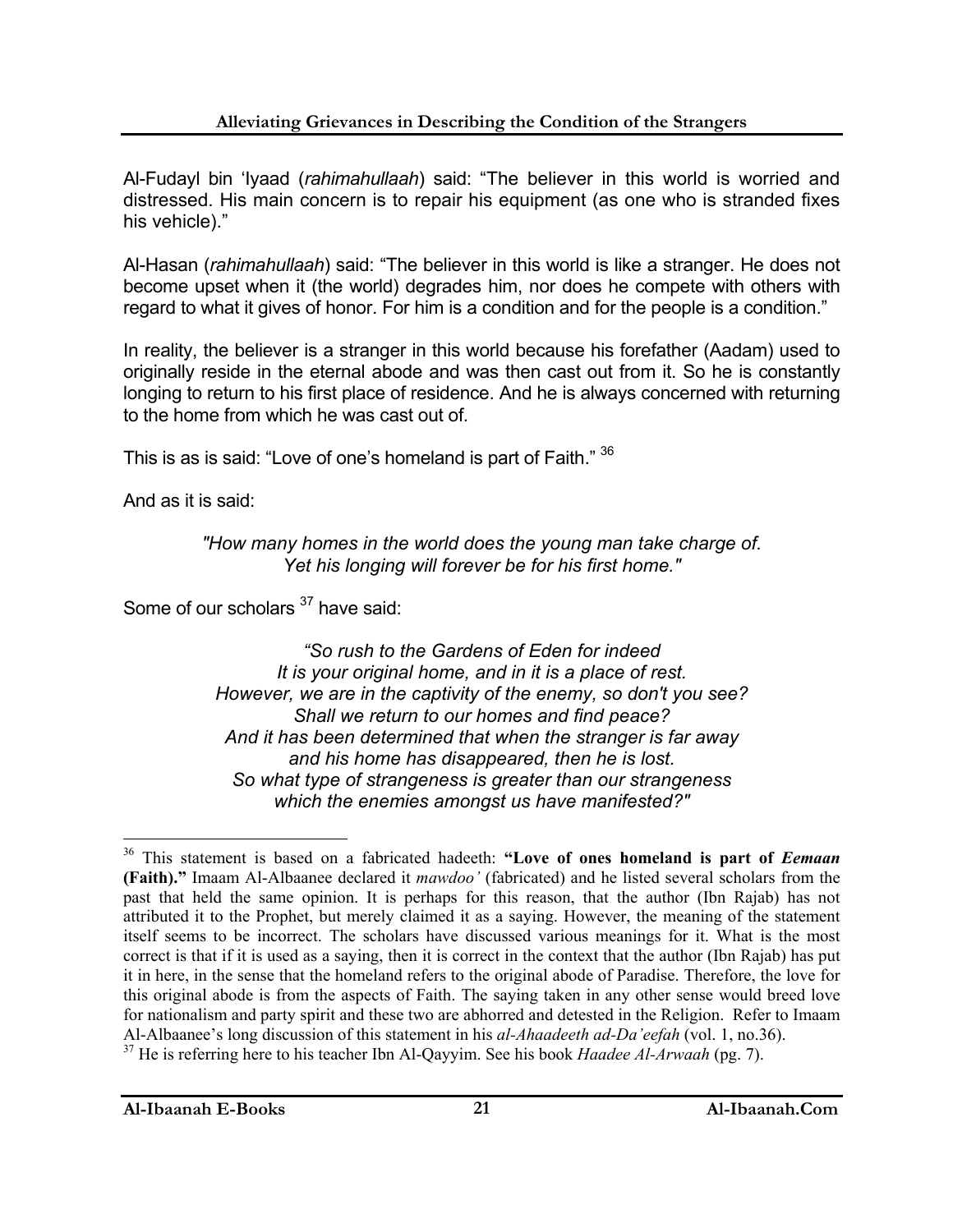Al-Fudayl bin 'Iyaad (*rahimahullaah*) said: "The believer in this world is worried and distressed. His main concern is to repair his equipment (as one who is stranded fixes his vehicle)."

Al-Hasan (*rahimahullaah*) said: "The believer in this world is like a stranger. He does not become upset when it (the world) degrades him, nor does he compete with others with regard to what it gives of honor. For him is a condition and for the people is a condition."

In reality, the believer is a stranger in this world because his forefather (Aadam) used to originally reside in the eternal abode and was then cast out from it. So he is constantly longing to return to his first place of residence. And he is always concerned with returning to the home from which he was cast out of.

This is as is said: "Love of one's homeland is part of Faith." [36]

And as it is said:

> *"How many homes in the world does the young man take charge of.*
> *Yet his longing will forever be for his first home."*

Some of our scholars [37] have said:

> *"So rush to the Gardens of Eden for indeed*
> *It is your original home, and in it is a place of rest.*
> *However, we are in the captivity of the enemy, so don't you see?*
> *Shall we return to our homes and find peace?*
> *And it has been determined that when the stranger is far away*
> *and his home has disappeared, then he is lost.*
> *So what type of strangeness is greater than our strangeness*
> *which the enemies amongst us have manifested?"*

---

[36] This statement is based on a fabricated hadeeth: **"Love of ones homeland is part of *Eemaan* (Faith)."** Imaam Al-Albaanee declared it *mawdoo'* (fabricated) and he listed several scholars from the past that held the same opinion. It is perhaps for this reason, that the author (Ibn Rajab) has not attributed it to the Prophet, but merely claimed it as a saying. However, the meaning of the statement itself seems to be incorrect. The scholars have discussed various meanings for it. What is the most correct is that if it is used as a saying, then it is correct in the context that the author (Ibn Rajab) has put it in here, in the sense that the homeland refers to the original abode of Paradise. Therefore, the love for this original abode is from the aspects of Faith. The saying taken in any other sense would breed love for nationalism and party spirit and these two are abhorred and detested in the Religion. Refer to Imaam Al-Albaanee's long discussion of this statement in his *al-Ahaadeeth ad-Da'eefah* (vol. 1, no.36).

[37] He is referring here to his teacher Ibn Al-Qayyim. See his book *Haadee Al-Arwaah* (pg. 7).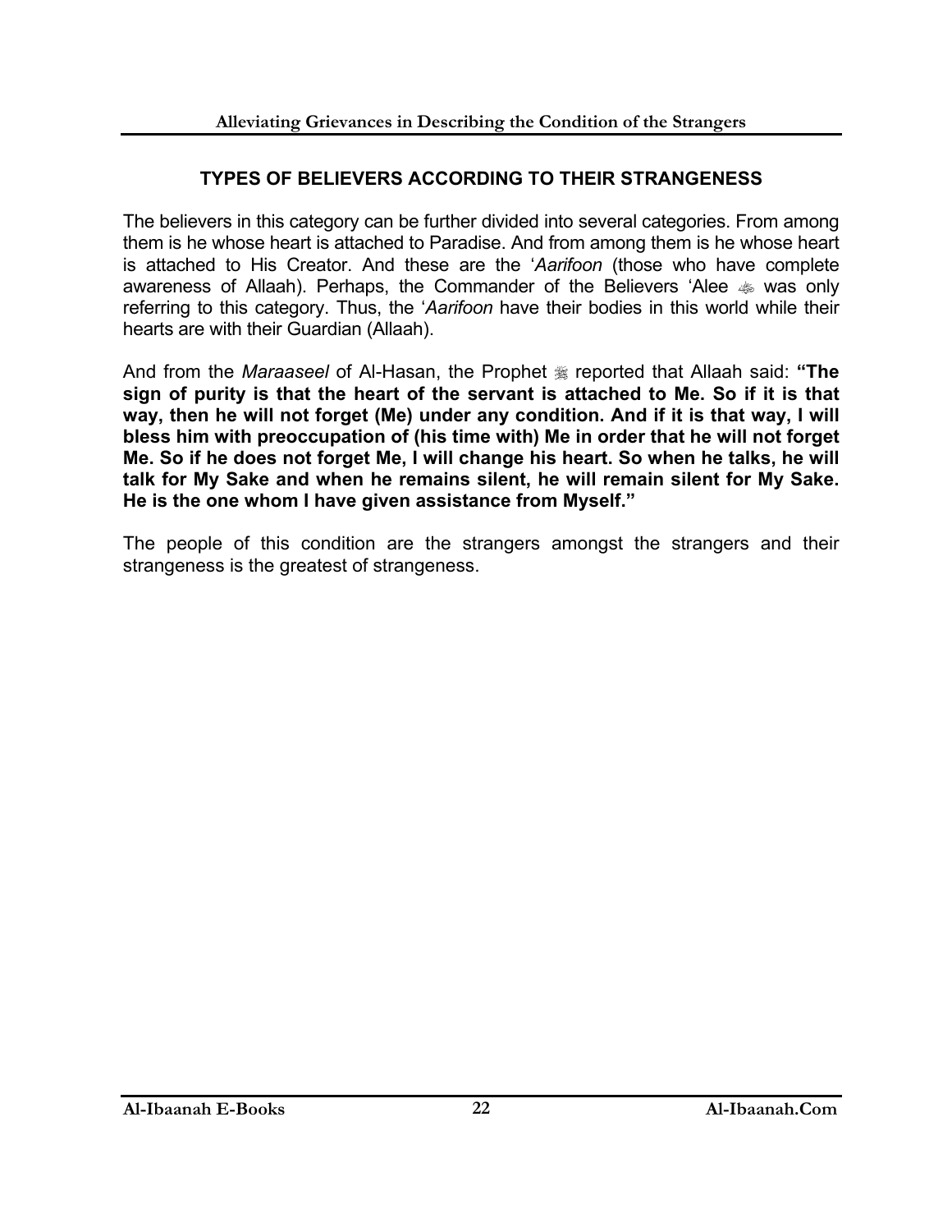## TYPES OF BELIEVERS ACCORDING TO THEIR STRANGENESS

The believers in this category can be further divided into several categories. From among them is he whose heart is attached to Paradise. And from among them is he whose heart is attached to His Creator. And these are the '*Aarifoon* (those who have complete awareness of Allaah). Perhaps, the Commander of the Believers 'Alee ﷺ was only referring to this category. Thus, the '*Aarifoon* have their bodies in this world while their hearts are with their Guardian (Allaah).

And from the *Maraaseel* of Al-Hasan, the Prophet ﷺ reported that Allaah said: **"The sign of purity is that the heart of the servant is attached to Me. So if it is that way, then he will not forget (Me) under any condition. And if it is that way, I will bless him with preoccupation of (his time with) Me in order that he will not forget Me. So if he does not forget Me, I will change his heart. So when he talks, he will talk for My Sake and when he remains silent, he will remain silent for My Sake. He is the one whom I have given assistance from Myself."**

The people of this condition are the strangers amongst the strangers and their strangeness is the greatest of strangeness.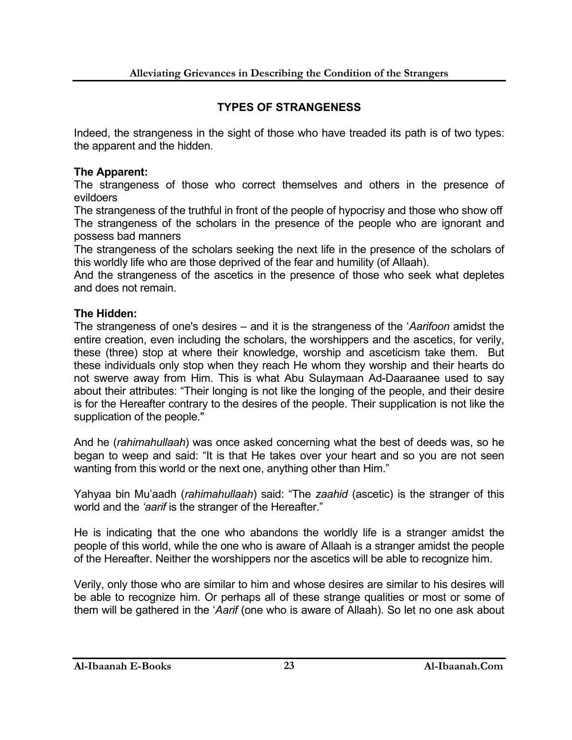## TYPES OF STRANGENESS

Indeed, the strangeness in the sight of those who have treaded its path is of two types: the apparent and the hidden.

**The Apparent:**
The strangeness of those who correct themselves and others in the presence of evildoers
The strangeness of the truthful in front of the people of hypocrisy and those who show off
The strangeness of the scholars in the presence of the people who are ignorant and possess bad manners
The strangeness of the scholars seeking the next life in the presence of the scholars of this worldly life who are those deprived of the fear and humility (of Allaah).
And the strangeness of the ascetics in the presence of those who seek what depletes and does not remain.

**The Hidden:**
The strangeness of one's desires – and it is the strangeness of the '*Aarifoon* amidst the entire creation, even including the scholars, the worshippers and the ascetics, for verily, these (three) stop at where their knowledge, worship and asceticism take them. But these individuals only stop when they reach He whom they worship and their hearts do not swerve away from Him. This is what Abu Sulaymaan Ad-Daaraanee used to say about their attributes: "Their longing is not like the longing of the people, and their desire is for the Hereafter contrary to the desires of the people. Their supplication is not like the supplication of the people."

And he (*rahimahullaah*) was once asked concerning what the best of deeds was, so he began to weep and said: "It is that He takes over your heart and so you are not seen wanting from this world or the next one, anything other than Him."

Yahyaa bin Mu'aadh (*rahimahullaah*) said: "The *zaahid* (ascetic) is the stranger of this world and the *'aarif* is the stranger of the Hereafter."

He is indicating that the one who abandons the worldly life is a stranger amidst the people of this world, while the one who is aware of Allaah is a stranger amidst the people of the Hereafter. Neither the worshippers nor the ascetics will be able to recognize him.

Verily, only those who are similar to him and whose desires are similar to his desires will be able to recognize him. Or perhaps all of these strange qualities or most or some of them will be gathered in the '*Aarif* (one who is aware of Allaah). So let no one ask about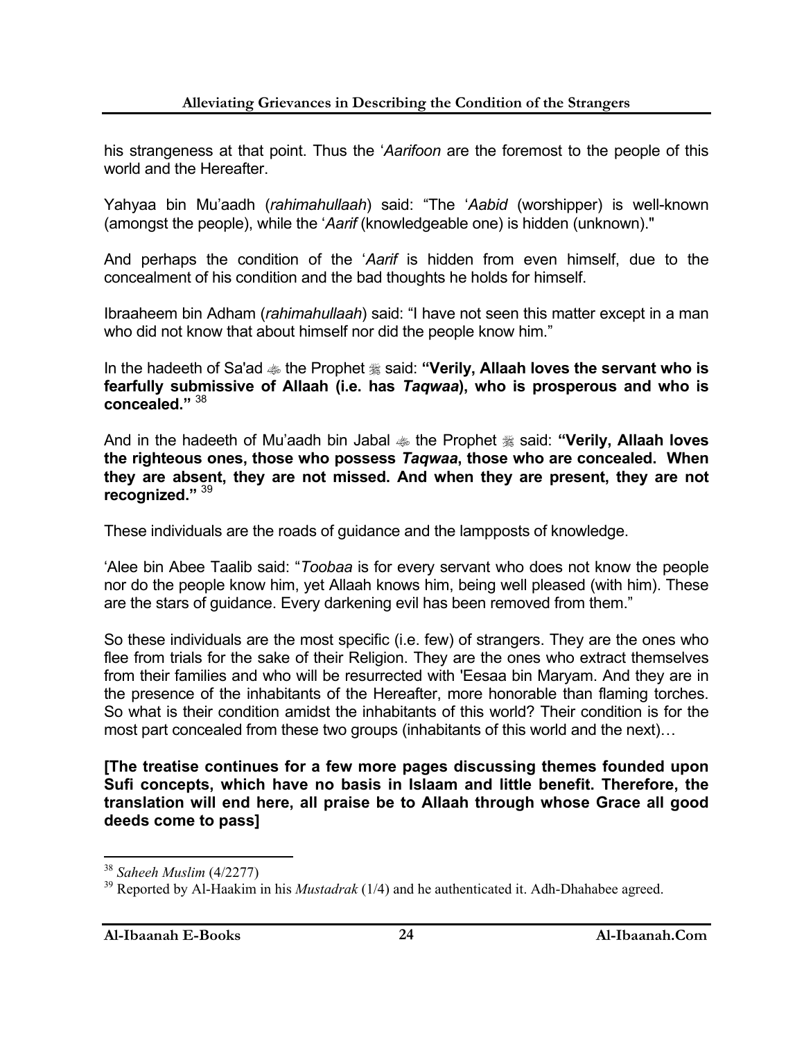his strangeness at that point. Thus the '*Aarifoon* are the foremost to the people of this world and the Hereafter.

Yahyaa bin Mu'aadh (*rahimahullaah*) said: "The '*Aabid* (worshipper) is well-known (amongst the people), while the '*Aarif* (knowledgeable one) is hidden (unknown)."

And perhaps the condition of the '*Aarif* is hidden from even himself, due to the concealment of his condition and the bad thoughts he holds for himself.

Ibraaheem bin Adham (*rahimahullaah*) said: "I have not seen this matter except in a man who did not know that about himself nor did the people know him."

In the hadeeth of Sa'ad ﷺ the Prophet ﷺ said: **"Verily, Allaah loves the servant who is fearfully submissive of Allaah (i.e. has *Taqwaa*), who is prosperous and who is concealed."** [38]

And in the hadeeth of Mu'aadh bin Jabal ﷺ the Prophet ﷺ said: **"Verily, Allaah loves the righteous ones, those who possess *Taqwaa*, those who are concealed. When they are absent, they are not missed. And when they are present, they are not recognized."** [39]

These individuals are the roads of guidance and the lampposts of knowledge.

'Alee bin Abee Taalib said: "*Toobaa* is for every servant who does not know the people nor do the people know him, yet Allaah knows him, being well pleased (with him). These are the stars of guidance. Every darkening evil has been removed from them."

So these individuals are the most specific (i.e. few) of strangers. They are the ones who flee from trials for the sake of their Religion. They are the ones who extract themselves from their families and who will be resurrected with 'Eesaa bin Maryam. And they are in the presence of the inhabitants of the Hereafter, more honorable than flaming torches. So what is their condition amidst the inhabitants of this world? Their condition is for the most part concealed from these two groups (inhabitants of this world and the next)…

**[The treatise continues for a few more pages discussing themes founded upon Sufi concepts, which have no basis in Islaam and little benefit. Therefore, the translation will end here, all praise be to Allaah through whose Grace all good deeds come to pass]**

---

[38] *Saheeh Muslim* (4/2277)

[39] Reported by Al-Haakim in his *Mustadrak* (1/4) and he authenticated it. Adh-Dhahabee agreed.